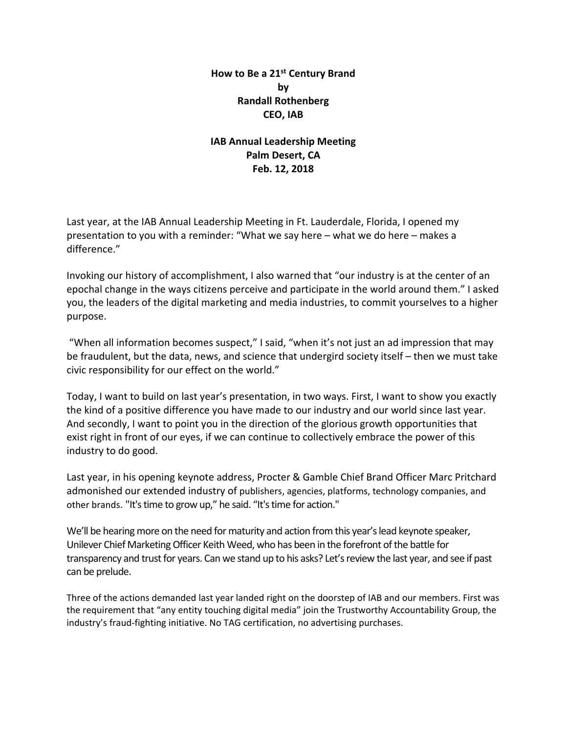**How to Be a 21st Century Brand**
**by**
**Randall Rothenberg**
**CEO, IAB**

**IAB Annual Leadership Meeting**
**Palm Desert, CA**
**Feb. 12, 2018**

Last year, at the IAB Annual Leadership Meeting in Ft. Lauderdale, Florida, I opened my presentation to you with a reminder: "What we say here – what we do here – makes a difference."

Invoking our history of accomplishment, I also warned that "our industry is at the center of an epochal change in the ways citizens perceive and participate in the world around them." I asked you, the leaders of the digital marketing and media industries, to commit yourselves to a higher purpose.

"When all information becomes suspect," I said, "when it's not just an ad impression that may be fraudulent, but the data, news, and science that undergird society itself – then we must take civic responsibility for our effect on the world."

Today, I want to build on last year's presentation, in two ways. First, I want to show you exactly the kind of a positive difference you have made to our industry and our world since last year. And secondly, I want to point you in the direction of the glorious growth opportunities that exist right in front of our eyes, if we can continue to collectively embrace the power of this industry to do good.

Last year, in his opening keynote address, Procter & Gamble Chief Brand Officer Marc Pritchard admonished our extended industry of publishers, agencies, platforms, technology companies, and other brands. "It's time to grow up," he said. "It's time for action."

We'll be hearing more on the need for maturity and action from this year's lead keynote speaker, Unilever Chief Marketing Officer Keith Weed, who has been in the forefront of the battle for transparency and trust for years. Can we stand up to his asks? Let's review the last year, and see if past can be prelude.

Three of the actions demanded last year landed right on the doorstep of IAB and our members. First was the requirement that "any entity touching digital media" join the Trustworthy Accountability Group, the industry's fraud-fighting initiative. No TAG certification, no advertising purchases.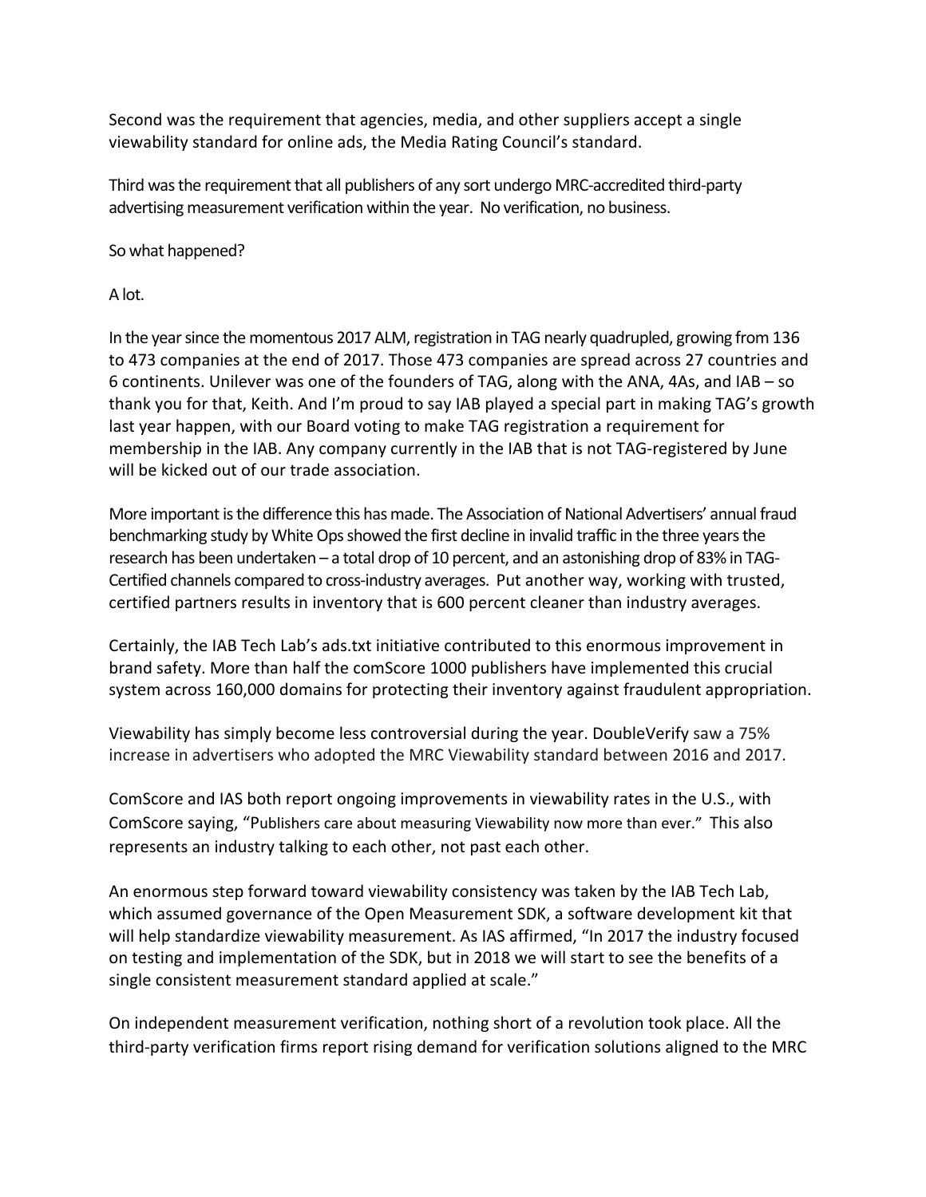Second was the requirement that agencies, media, and other suppliers accept a single viewability standard for online ads, the Media Rating Council's standard.

Third was the requirement that all publishers of any sort undergo MRC-accredited third-party advertising measurement verification within the year. No verification, no business.

So what happened?

A lot.

In the year since the momentous 2017 ALM, registration in TAG nearly quadrupled, growing from 136 to 473 companies at the end of 2017. Those 473 companies are spread across 27 countries and 6 continents. Unilever was one of the founders of TAG, along with the ANA, 4As, and IAB – so thank you for that, Keith. And I'm proud to say IAB played a special part in making TAG's growth last year happen, with our Board voting to make TAG registration a requirement for membership in the IAB. Any company currently in the IAB that is not TAG-registered by June will be kicked out of our trade association.

More important is the difference this has made. The Association of National Advertisers' annual fraud benchmarking study by White Ops showed the first decline in invalid traffic in the three years the research has been undertaken – a total drop of 10 percent, and an astonishing drop of 83% in TAG-Certified channels compared to cross-industry averages. Put another way, working with trusted, certified partners results in inventory that is 600 percent cleaner than industry averages.

Certainly, the IAB Tech Lab's ads.txt initiative contributed to this enormous improvement in brand safety. More than half the comScore 1000 publishers have implemented this crucial system across 160,000 domains for protecting their inventory against fraudulent appropriation.

Viewability has simply become less controversial during the year. DoubleVerify saw a 75% increase in advertisers who adopted the MRC Viewability standard between 2016 and 2017.

ComScore and IAS both report ongoing improvements in viewability rates in the U.S., with ComScore saying, "Publishers care about measuring Viewability now more than ever." This also represents an industry talking to each other, not past each other.

An enormous step forward toward viewability consistency was taken by the IAB Tech Lab, which assumed governance of the Open Measurement SDK, a software development kit that will help standardize viewability measurement. As IAS affirmed, "In 2017 the industry focused on testing and implementation of the SDK, but in 2018 we will start to see the benefits of a single consistent measurement standard applied at scale."

On independent measurement verification, nothing short of a revolution took place. All the third-party verification firms report rising demand for verification solutions aligned to the MRC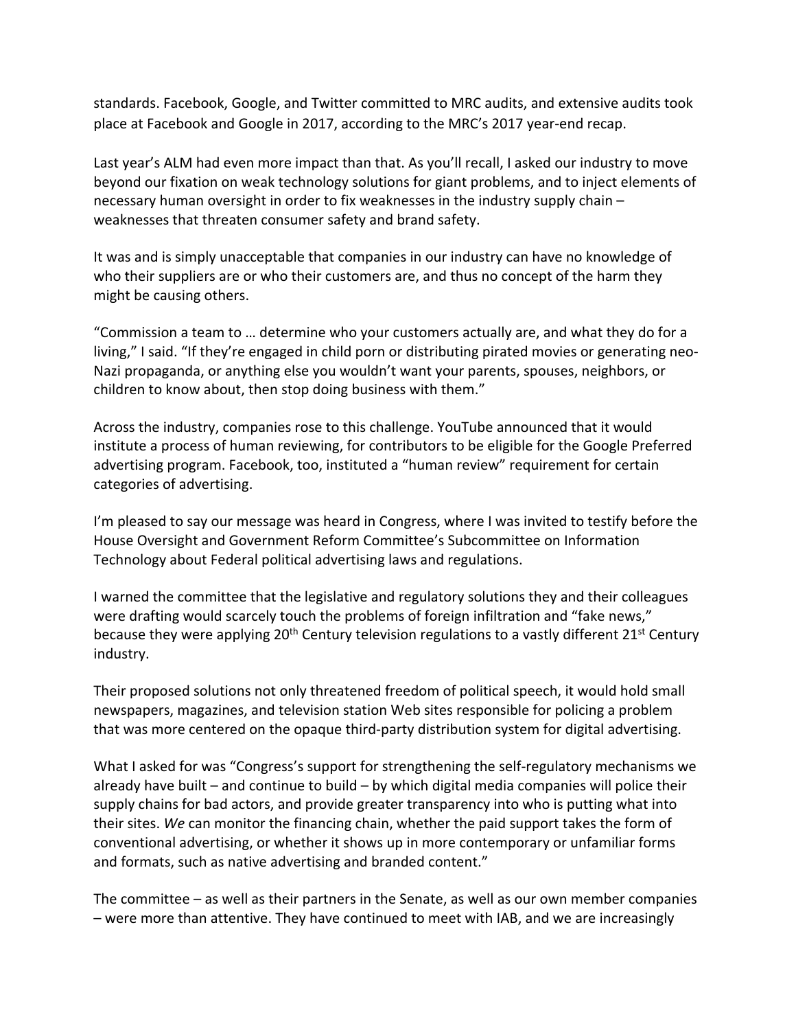standards. Facebook, Google, and Twitter committed to MRC audits, and extensive audits took place at Facebook and Google in 2017, according to the MRC's 2017 year-end recap.

Last year's ALM had even more impact than that. As you'll recall, I asked our industry to move beyond our fixation on weak technology solutions for giant problems, and to inject elements of necessary human oversight in order to fix weaknesses in the industry supply chain – weaknesses that threaten consumer safety and brand safety.

It was and is simply unacceptable that companies in our industry can have no knowledge of who their suppliers are or who their customers are, and thus no concept of the harm they might be causing others.

"Commission a team to … determine who your customers actually are, and what they do for a living," I said. "If they're engaged in child porn or distributing pirated movies or generating neo-Nazi propaganda, or anything else you wouldn't want your parents, spouses, neighbors, or children to know about, then stop doing business with them."

Across the industry, companies rose to this challenge. YouTube announced that it would institute a process of human reviewing, for contributors to be eligible for the Google Preferred advertising program. Facebook, too, instituted a "human review" requirement for certain categories of advertising.

I'm pleased to say our message was heard in Congress, where I was invited to testify before the House Oversight and Government Reform Committee's Subcommittee on Information Technology about Federal political advertising laws and regulations.

I warned the committee that the legislative and regulatory solutions they and their colleagues were drafting would scarcely touch the problems of foreign infiltration and "fake news," because they were applying 20th Century television regulations to a vastly different 21st Century industry.

Their proposed solutions not only threatened freedom of political speech, it would hold small newspapers, magazines, and television station Web sites responsible for policing a problem that was more centered on the opaque third-party distribution system for digital advertising.

What I asked for was "Congress's support for strengthening the self-regulatory mechanisms we already have built – and continue to build – by which digital media companies will police their supply chains for bad actors, and provide greater transparency into who is putting what into their sites. *We* can monitor the financing chain, whether the paid support takes the form of conventional advertising, or whether it shows up in more contemporary or unfamiliar forms and formats, such as native advertising and branded content."

The committee – as well as their partners in the Senate, as well as our own member companies – were more than attentive. They have continued to meet with IAB, and we are increasingly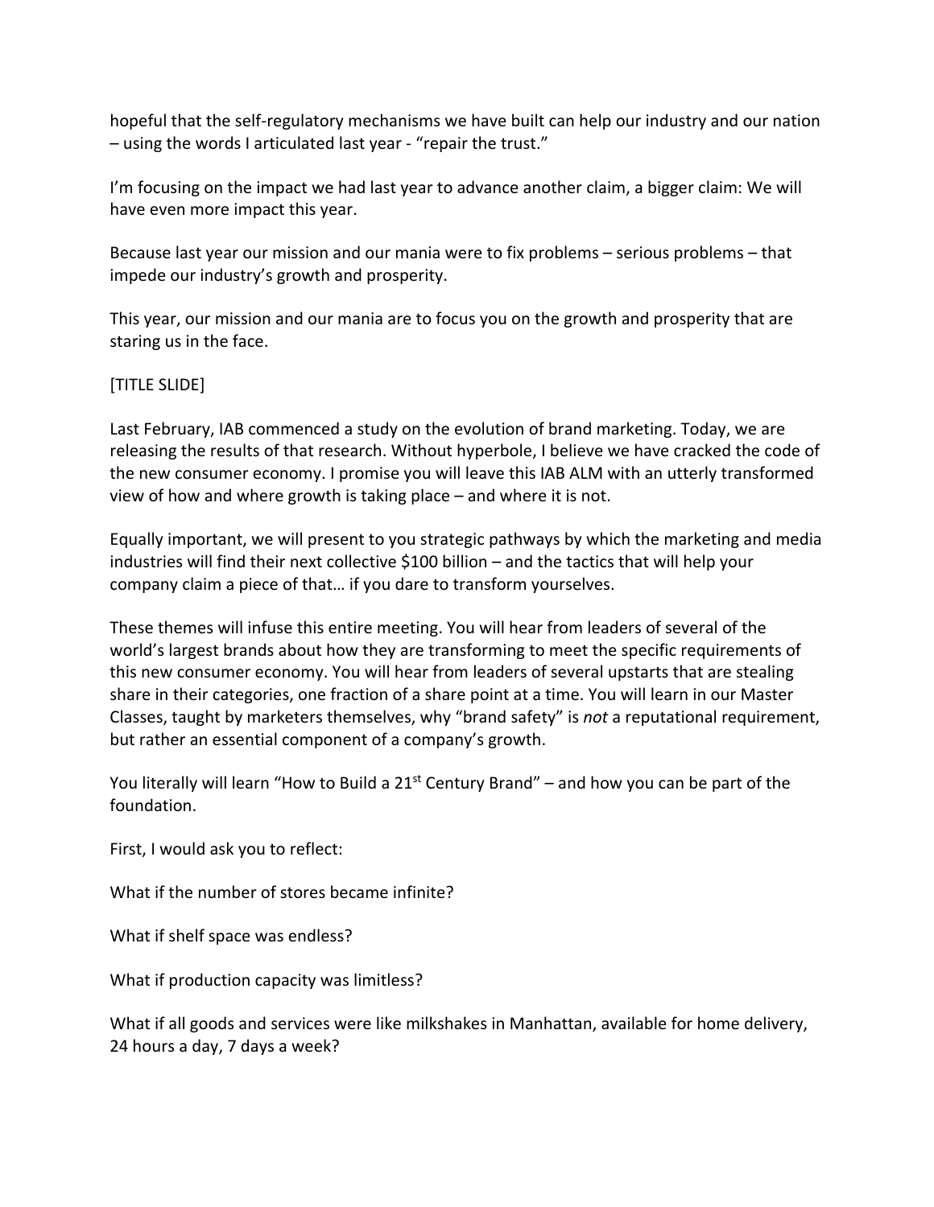hopeful that the self-regulatory mechanisms we have built can help our industry and our nation – using the words I articulated last year - "repair the trust."

I'm focusing on the impact we had last year to advance another claim, a bigger claim: We will have even more impact this year.

Because last year our mission and our mania were to fix problems – serious problems – that impede our industry's growth and prosperity.

This year, our mission and our mania are to focus you on the growth and prosperity that are staring us in the face.

[TITLE SLIDE]

Last February, IAB commenced a study on the evolution of brand marketing. Today, we are releasing the results of that research. Without hyperbole, I believe we have cracked the code of the new consumer economy. I promise you will leave this IAB ALM with an utterly transformed view of how and where growth is taking place – and where it is not.

Equally important, we will present to you strategic pathways by which the marketing and media industries will find their next collective $100 billion – and the tactics that will help your company claim a piece of that… if you dare to transform yourselves.

These themes will infuse this entire meeting. You will hear from leaders of several of the world's largest brands about how they are transforming to meet the specific requirements of this new consumer economy. You will hear from leaders of several upstarts that are stealing share in their categories, one fraction of a share point at a time. You will learn in our Master Classes, taught by marketers themselves, why "brand safety" is *not* a reputational requirement, but rather an essential component of a company's growth.

You literally will learn "How to Build a 21st Century Brand" – and how you can be part of the foundation.

First, I would ask you to reflect:

What if the number of stores became infinite?

What if shelf space was endless?

What if production capacity was limitless?

What if all goods and services were like milkshakes in Manhattan, available for home delivery, 24 hours a day, 7 days a week?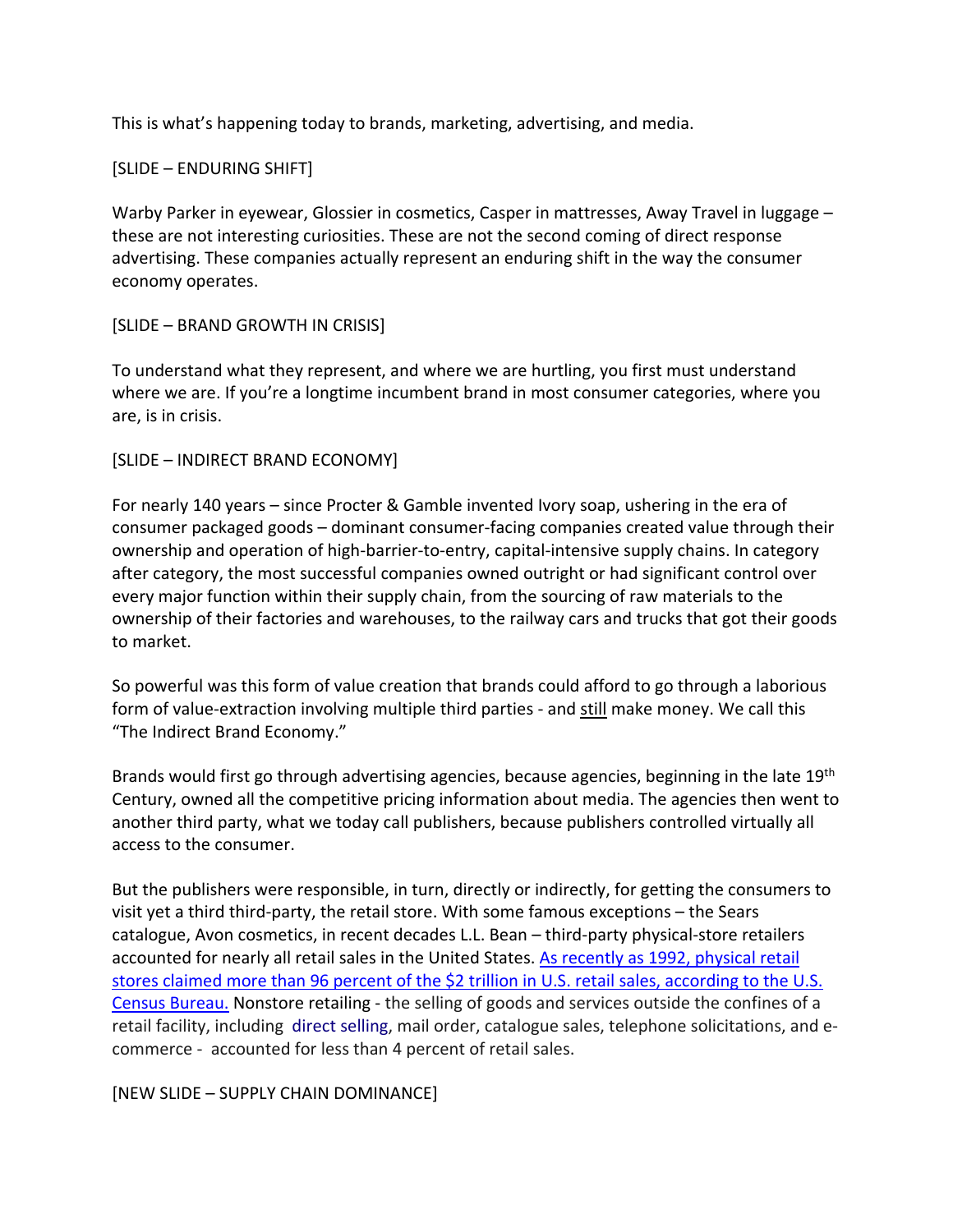This is what's happening today to brands, marketing, advertising, and media.

[SLIDE – ENDURING SHIFT]

Warby Parker in eyewear, Glossier in cosmetics, Casper in mattresses, Away Travel in luggage – these are not interesting curiosities. These are not the second coming of direct response advertising. These companies actually represent an enduring shift in the way the consumer economy operates.

[SLIDE – BRAND GROWTH IN CRISIS]

To understand what they represent, and where we are hurtling, you first must understand where we are. If you're a longtime incumbent brand in most consumer categories, where you are, is in crisis.

[SLIDE – INDIRECT BRAND ECONOMY]

For nearly 140 years – since Procter & Gamble invented Ivory soap, ushering in the era of consumer packaged goods – dominant consumer-facing companies created value through their ownership and operation of high-barrier-to-entry, capital-intensive supply chains. In category after category, the most successful companies owned outright or had significant control over every major function within their supply chain, from the sourcing of raw materials to the ownership of their factories and warehouses, to the railway cars and trucks that got their goods to market.

So powerful was this form of value creation that brands could afford to go through a laborious form of value-extraction involving multiple third parties - and still make money. We call this "The Indirect Brand Economy."

Brands would first go through advertising agencies, because agencies, beginning in the late 19th Century, owned all the competitive pricing information about media. The agencies then went to another third party, what we today call publishers, because publishers controlled virtually all access to the consumer.

But the publishers were responsible, in turn, directly or indirectly, for getting the consumers to visit yet a third third-party, the retail store. With some famous exceptions – the Sears catalogue, Avon cosmetics, in recent decades L.L. Bean – third-party physical-store retailers accounted for nearly all retail sales in the United States. As recently as 1992, physical retail stores claimed more than 96 percent of the $2 trillion in U.S. retail sales, according to the U.S. Census Bureau. Nonstore retailing - the selling of goods and services outside the confines of a retail facility, including direct selling, mail order, catalogue sales, telephone solicitations, and e-commerce - accounted for less than 4 percent of retail sales.

[NEW SLIDE – SUPPLY CHAIN DOMINANCE]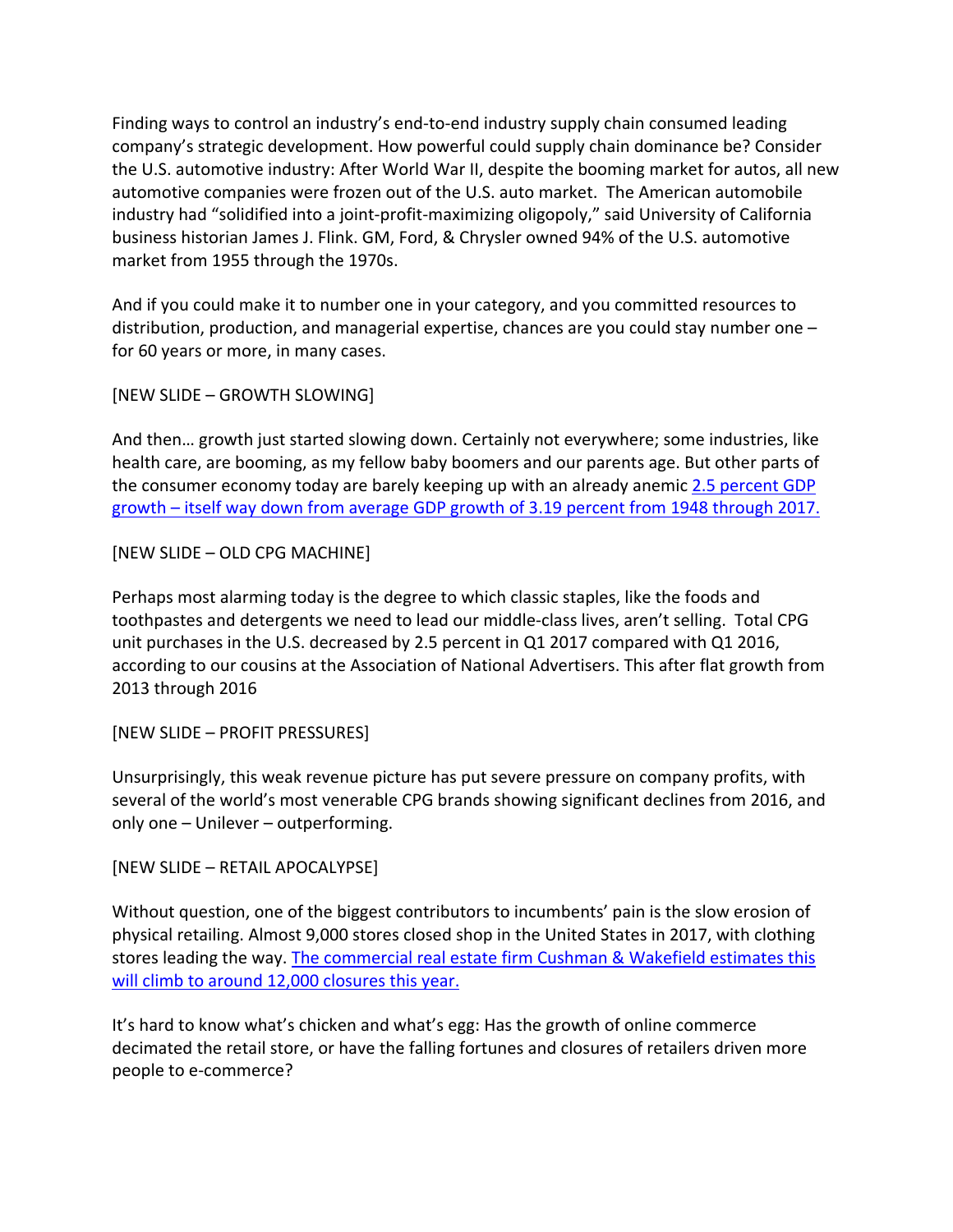Finding ways to control an industry's end-to-end industry supply chain consumed leading company's strategic development. How powerful could supply chain dominance be? Consider the U.S. automotive industry: After World War II, despite the booming market for autos, all new automotive companies were frozen out of the U.S. auto market. The American automobile industry had "solidified into a joint-profit-maximizing oligopoly," said University of California business historian James J. Flink. GM, Ford, & Chrysler owned 94% of the U.S. automotive market from 1955 through the 1970s.

And if you could make it to number one in your category, and you committed resources to distribution, production, and managerial expertise, chances are you could stay number one – for 60 years or more, in many cases.

[NEW SLIDE – GROWTH SLOWING]

And then… growth just started slowing down. Certainly not everywhere; some industries, like health care, are booming, as my fellow baby boomers and our parents age. But other parts of the consumer economy today are barely keeping up with an already anemic 2.5 percent GDP growth – itself way down from average GDP growth of 3.19 percent from 1948 through 2017.

[NEW SLIDE – OLD CPG MACHINE]

Perhaps most alarming today is the degree to which classic staples, like the foods and toothpastes and detergents we need to lead our middle-class lives, aren't selling. Total CPG unit purchases in the U.S. decreased by 2.5 percent in Q1 2017 compared with Q1 2016, according to our cousins at the Association of National Advertisers. This after flat growth from 2013 through 2016

[NEW SLIDE – PROFIT PRESSURES]

Unsurprisingly, this weak revenue picture has put severe pressure on company profits, with several of the world's most venerable CPG brands showing significant declines from 2016, and only one – Unilever – outperforming.

[NEW SLIDE – RETAIL APOCALYPSE]

Without question, one of the biggest contributors to incumbents' pain is the slow erosion of physical retailing. Almost 9,000 stores closed shop in the United States in 2017, with clothing stores leading the way. The commercial real estate firm Cushman & Wakefield estimates this will climb to around 12,000 closures this year.

It's hard to know what's chicken and what's egg: Has the growth of online commerce decimated the retail store, or have the falling fortunes and closures of retailers driven more people to e-commerce?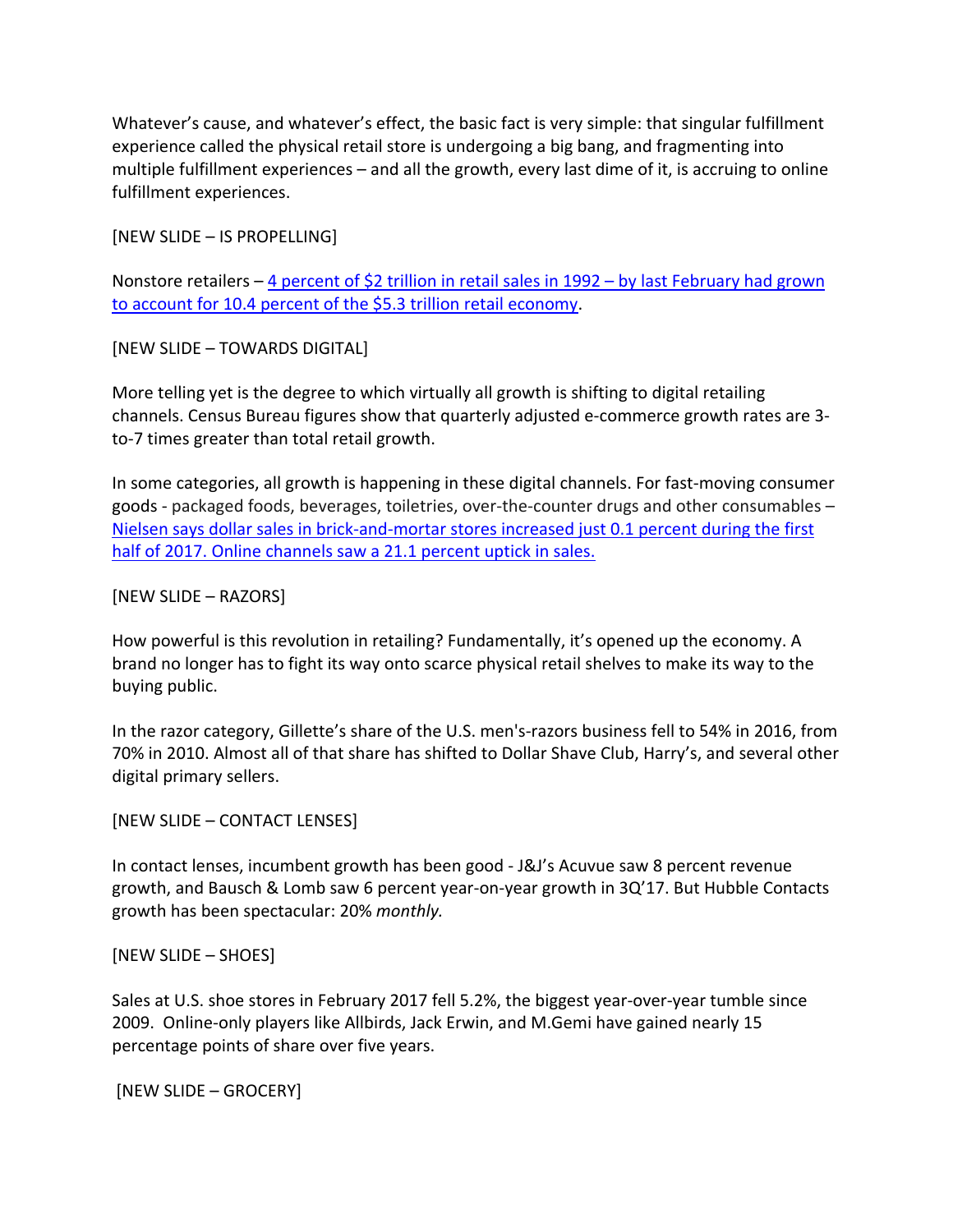Whatever's cause, and whatever's effect, the basic fact is very simple: that singular fulfillment experience called the physical retail store is undergoing a big bang, and fragmenting into multiple fulfillment experiences – and all the growth, every last dime of it, is accruing to online fulfillment experiences.

[NEW SLIDE – IS PROPELLING]

Nonstore retailers – 4 percent of $2 trillion in retail sales in 1992 – by last February had grown to account for 10.4 percent of the $5.3 trillion retail economy.

[NEW SLIDE – TOWARDS DIGITAL]

More telling yet is the degree to which virtually all growth is shifting to digital retailing channels. Census Bureau figures show that quarterly adjusted e-commerce growth rates are 3-to-7 times greater than total retail growth.

In some categories, all growth is happening in these digital channels. For fast-moving consumer goods - packaged foods, beverages, toiletries, over-the-counter drugs and other consumables – Nielsen says dollar sales in brick-and-mortar stores increased just 0.1 percent during the first half of 2017. Online channels saw a 21.1 percent uptick in sales.

[NEW SLIDE – RAZORS]

How powerful is this revolution in retailing? Fundamentally, it's opened up the economy. A brand no longer has to fight its way onto scarce physical retail shelves to make its way to the buying public.

In the razor category, Gillette's share of the U.S. men's-razors business fell to 54% in 2016, from 70% in 2010. Almost all of that share has shifted to Dollar Shave Club, Harry's, and several other digital primary sellers.

[NEW SLIDE – CONTACT LENSES]

In contact lenses, incumbent growth has been good - J&J's Acuvue saw 8 percent revenue growth, and Bausch & Lomb saw 6 percent year-on-year growth in 3Q'17. But Hubble Contacts growth has been spectacular: 20% *monthly.*

[NEW SLIDE – SHOES]

Sales at U.S. shoe stores in February 2017 fell 5.2%, the biggest year-over-year tumble since 2009. Online-only players like Allbirds, Jack Erwin, and M.Gemi have gained nearly 15 percentage points of share over five years.

[NEW SLIDE – GROCERY]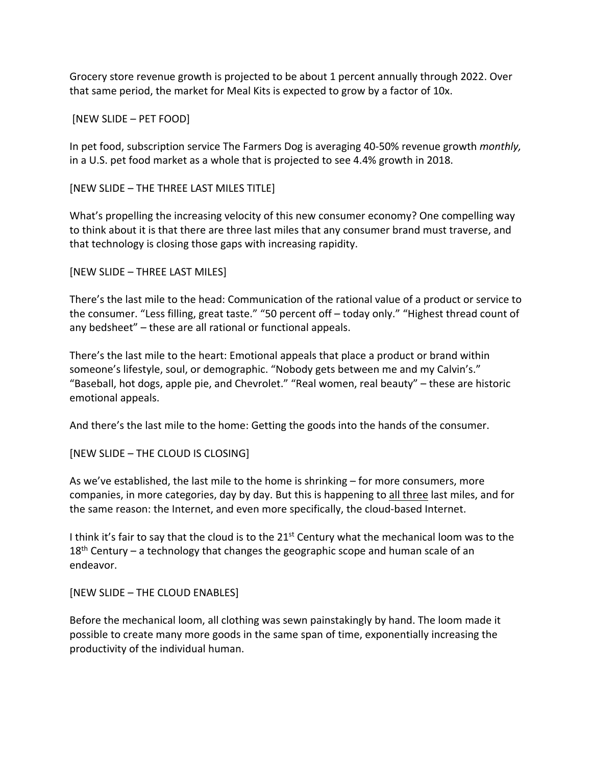Grocery store revenue growth is projected to be about 1 percent annually through 2022. Over that same period, the market for Meal Kits is expected to grow by a factor of 10x.

[NEW SLIDE – PET FOOD]

In pet food, subscription service The Farmers Dog is averaging 40-50% revenue growth *monthly,* in a U.S. pet food market as a whole that is projected to see 4.4% growth in 2018.

[NEW SLIDE – THE THREE LAST MILES TITLE]

What's propelling the increasing velocity of this new consumer economy? One compelling way to think about it is that there are three last miles that any consumer brand must traverse, and that technology is closing those gaps with increasing rapidity.

[NEW SLIDE – THREE LAST MILES]

There's the last mile to the head: Communication of the rational value of a product or service to the consumer. "Less filling, great taste." "50 percent off – today only." "Highest thread count of any bedsheet" – these are all rational or functional appeals.

There's the last mile to the heart: Emotional appeals that place a product or brand within someone's lifestyle, soul, or demographic. "Nobody gets between me and my Calvin's." "Baseball, hot dogs, apple pie, and Chevrolet." "Real women, real beauty" – these are historic emotional appeals.

And there's the last mile to the home: Getting the goods into the hands of the consumer.

[NEW SLIDE – THE CLOUD IS CLOSING]

As we've established, the last mile to the home is shrinking – for more consumers, more companies, in more categories, day by day. But this is happening to <u>all three</u> last miles, and for the same reason: the Internet, and even more specifically, the cloud-based Internet.

I think it's fair to say that the cloud is to the 21st Century what the mechanical loom was to the 18th Century – a technology that changes the geographic scope and human scale of an endeavor.

[NEW SLIDE – THE CLOUD ENABLES]

Before the mechanical loom, all clothing was sewn painstakingly by hand. The loom made it possible to create many more goods in the same span of time, exponentially increasing the productivity of the individual human.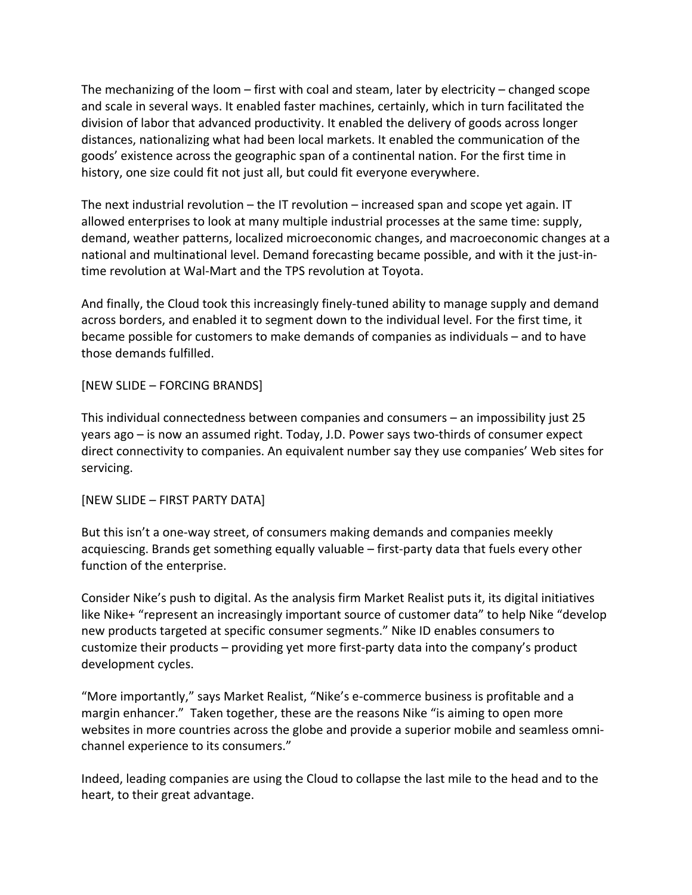The mechanizing of the loom – first with coal and steam, later by electricity – changed scope and scale in several ways. It enabled faster machines, certainly, which in turn facilitated the division of labor that advanced productivity. It enabled the delivery of goods across longer distances, nationalizing what had been local markets. It enabled the communication of the goods' existence across the geographic span of a continental nation. For the first time in history, one size could fit not just all, but could fit everyone everywhere.

The next industrial revolution – the IT revolution – increased span and scope yet again. IT allowed enterprises to look at many multiple industrial processes at the same time: supply, demand, weather patterns, localized microeconomic changes, and macroeconomic changes at a national and multinational level. Demand forecasting became possible, and with it the just-in-time revolution at Wal-Mart and the TPS revolution at Toyota.

And finally, the Cloud took this increasingly finely-tuned ability to manage supply and demand across borders, and enabled it to segment down to the individual level. For the first time, it became possible for customers to make demands of companies as individuals – and to have those demands fulfilled.

[NEW SLIDE – FORCING BRANDS]

This individual connectedness between companies and consumers – an impossibility just 25 years ago – is now an assumed right. Today, J.D. Power says two-thirds of consumer expect direct connectivity to companies. An equivalent number say they use companies' Web sites for servicing.

[NEW SLIDE – FIRST PARTY DATA]

But this isn't a one-way street, of consumers making demands and companies meekly acquiescing. Brands get something equally valuable – first-party data that fuels every other function of the enterprise.

Consider Nike's push to digital. As the analysis firm Market Realist puts it, its digital initiatives like Nike+ "represent an increasingly important source of customer data" to help Nike "develop new products targeted at specific consumer segments." Nike ID enables consumers to customize their products – providing yet more first-party data into the company's product development cycles.

"More importantly," says Market Realist, "Nike's e-commerce business is profitable and a margin enhancer." Taken together, these are the reasons Nike "is aiming to open more websites in more countries across the globe and provide a superior mobile and seamless omni-channel experience to its consumers."

Indeed, leading companies are using the Cloud to collapse the last mile to the head and to the heart, to their great advantage.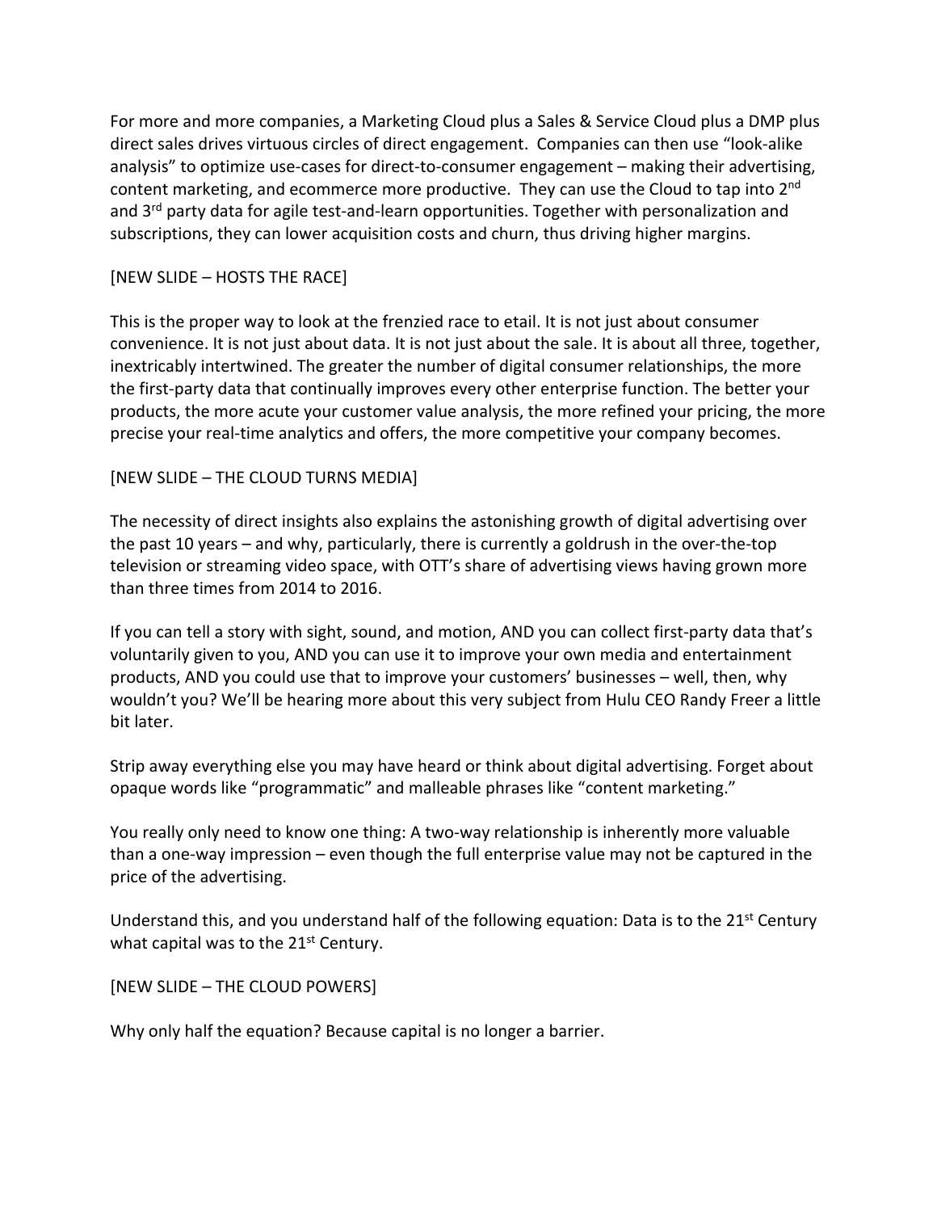For more and more companies, a Marketing Cloud plus a Sales & Service Cloud plus a DMP plus direct sales drives virtuous circles of direct engagement. Companies can then use "look-alike analysis" to optimize use-cases for direct-to-consumer engagement – making their advertising, content marketing, and ecommerce more productive. They can use the Cloud to tap into 2nd and 3rd party data for agile test-and-learn opportunities. Together with personalization and subscriptions, they can lower acquisition costs and churn, thus driving higher margins.

[NEW SLIDE – HOSTS THE RACE]

This is the proper way to look at the frenzied race to etail. It is not just about consumer convenience. It is not just about data. It is not just about the sale. It is about all three, together, inextricably intertwined. The greater the number of digital consumer relationships, the more the first-party data that continually improves every other enterprise function. The better your products, the more acute your customer value analysis, the more refined your pricing, the more precise your real-time analytics and offers, the more competitive your company becomes.

[NEW SLIDE – THE CLOUD TURNS MEDIA]

The necessity of direct insights also explains the astonishing growth of digital advertising over the past 10 years – and why, particularly, there is currently a goldrush in the over-the-top television or streaming video space, with OTT's share of advertising views having grown more than three times from 2014 to 2016.

If you can tell a story with sight, sound, and motion, AND you can collect first-party data that's voluntarily given to you, AND you can use it to improve your own media and entertainment products, AND you could use that to improve your customers' businesses – well, then, why wouldn't you? We'll be hearing more about this very subject from Hulu CEO Randy Freer a little bit later.

Strip away everything else you may have heard or think about digital advertising. Forget about opaque words like "programmatic" and malleable phrases like "content marketing."

You really only need to know one thing: A two-way relationship is inherently more valuable than a one-way impression – even though the full enterprise value may not be captured in the price of the advertising.

Understand this, and you understand half of the following equation: Data is to the 21st Century what capital was to the 21st Century.

[NEW SLIDE – THE CLOUD POWERS]

Why only half the equation? Because capital is no longer a barrier.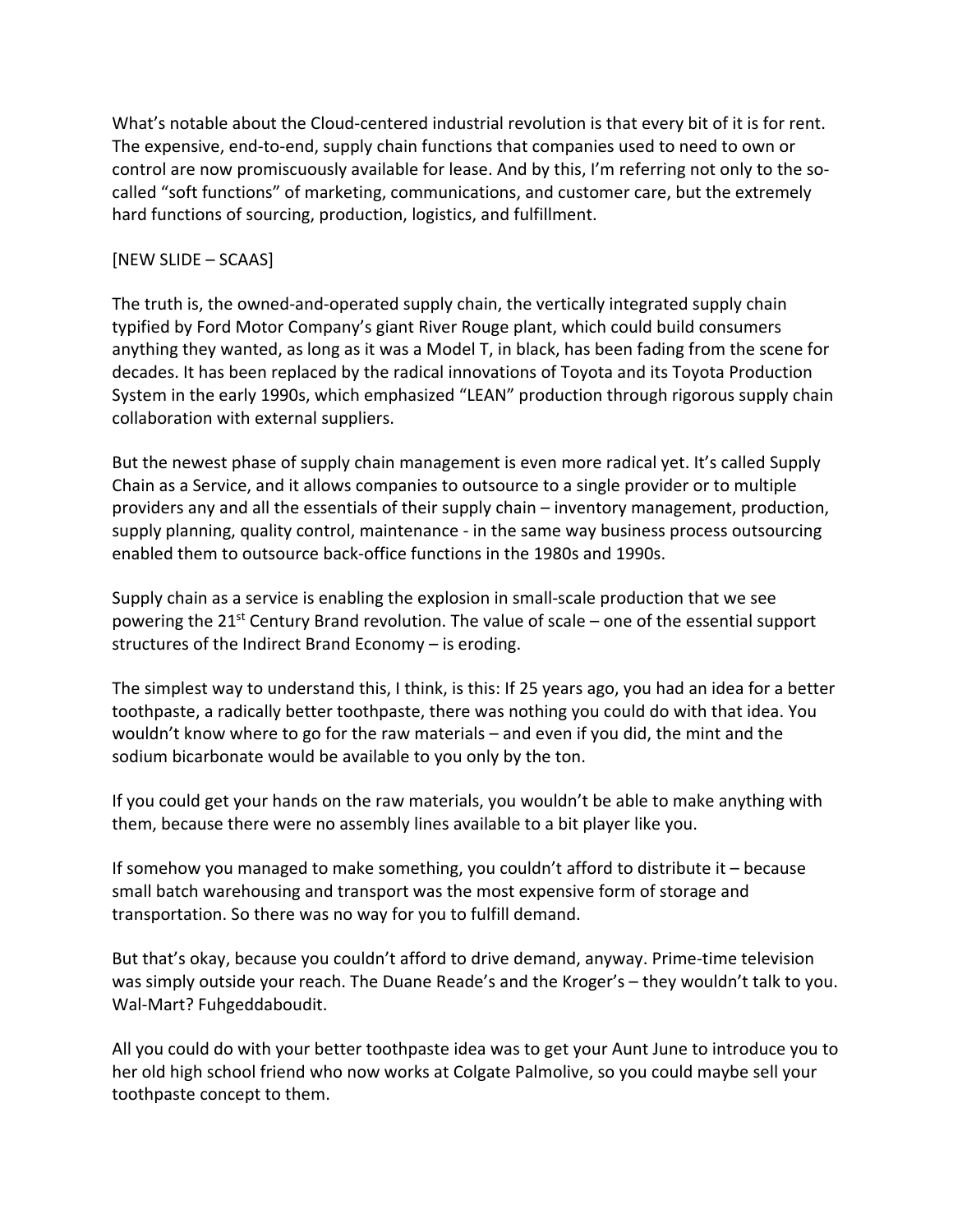What's notable about the Cloud-centered industrial revolution is that every bit of it is for rent. The expensive, end-to-end, supply chain functions that companies used to need to own or control are now promiscuously available for lease. And by this, I'm referring not only to the so-called "soft functions" of marketing, communications, and customer care, but the extremely hard functions of sourcing, production, logistics, and fulfillment.

[NEW SLIDE – SCAAS]

The truth is, the owned-and-operated supply chain, the vertically integrated supply chain typified by Ford Motor Company's giant River Rouge plant, which could build consumers anything they wanted, as long as it was a Model T, in black, has been fading from the scene for decades. It has been replaced by the radical innovations of Toyota and its Toyota Production System in the early 1990s, which emphasized "LEAN" production through rigorous supply chain collaboration with external suppliers.

But the newest phase of supply chain management is even more radical yet. It's called Supply Chain as a Service, and it allows companies to outsource to a single provider or to multiple providers any and all the essentials of their supply chain – inventory management, production, supply planning, quality control, maintenance - in the same way business process outsourcing enabled them to outsource back-office functions in the 1980s and 1990s.

Supply chain as a service is enabling the explosion in small-scale production that we see powering the 21st Century Brand revolution. The value of scale – one of the essential support structures of the Indirect Brand Economy – is eroding.

The simplest way to understand this, I think, is this: If 25 years ago, you had an idea for a better toothpaste, a radically better toothpaste, there was nothing you could do with that idea. You wouldn't know where to go for the raw materials – and even if you did, the mint and the sodium bicarbonate would be available to you only by the ton.

If you could get your hands on the raw materials, you wouldn't be able to make anything with them, because there were no assembly lines available to a bit player like you.

If somehow you managed to make something, you couldn't afford to distribute it – because small batch warehousing and transport was the most expensive form of storage and transportation. So there was no way for you to fulfill demand.

But that's okay, because you couldn't afford to drive demand, anyway. Prime-time television was simply outside your reach. The Duane Reade's and the Kroger's – they wouldn't talk to you. Wal-Mart? Fuhgeddaboudit.

All you could do with your better toothpaste idea was to get your Aunt June to introduce you to her old high school friend who now works at Colgate Palmolive, so you could maybe sell your toothpaste concept to them.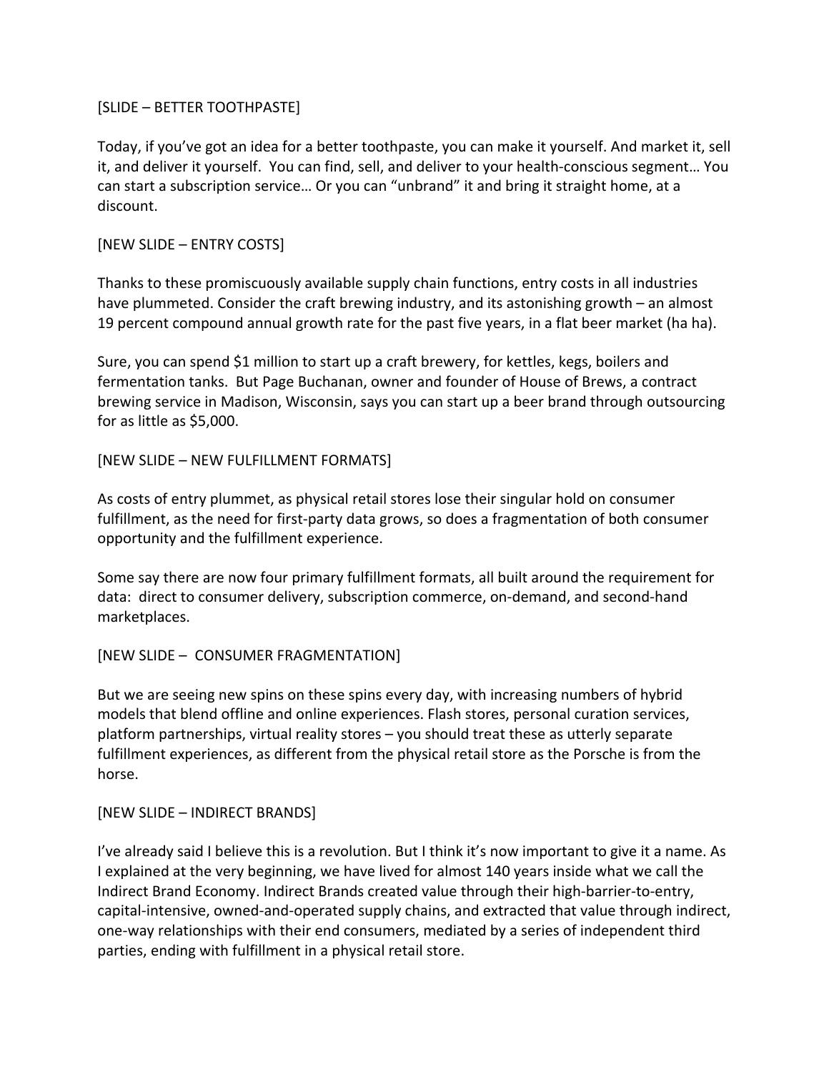[SLIDE – BETTER TOOTHPASTE]

Today, if you've got an idea for a better toothpaste, you can make it yourself. And market it, sell it, and deliver it yourself. You can find, sell, and deliver to your health-conscious segment… You can start a subscription service… Or you can "unbrand" it and bring it straight home, at a discount.

[NEW SLIDE – ENTRY COSTS]

Thanks to these promiscuously available supply chain functions, entry costs in all industries have plummeted. Consider the craft brewing industry, and its astonishing growth – an almost 19 percent compound annual growth rate for the past five years, in a flat beer market (ha ha).

Sure, you can spend $1 million to start up a craft brewery, for kettles, kegs, boilers and fermentation tanks. But Page Buchanan, owner and founder of House of Brews, a contract brewing service in Madison, Wisconsin, says you can start up a beer brand through outsourcing for as little as $5,000.

[NEW SLIDE – NEW FULFILLMENT FORMATS]

As costs of entry plummet, as physical retail stores lose their singular hold on consumer fulfillment, as the need for first-party data grows, so does a fragmentation of both consumer opportunity and the fulfillment experience.

Some say there are now four primary fulfillment formats, all built around the requirement for data: direct to consumer delivery, subscription commerce, on-demand, and second-hand marketplaces.

[NEW SLIDE – CONSUMER FRAGMENTATION]

But we are seeing new spins on these spins every day, with increasing numbers of hybrid models that blend offline and online experiences. Flash stores, personal curation services, platform partnerships, virtual reality stores – you should treat these as utterly separate fulfillment experiences, as different from the physical retail store as the Porsche is from the horse.

[NEW SLIDE – INDIRECT BRANDS]

I've already said I believe this is a revolution. But I think it's now important to give it a name. As I explained at the very beginning, we have lived for almost 140 years inside what we call the Indirect Brand Economy. Indirect Brands created value through their high-barrier-to-entry, capital-intensive, owned-and-operated supply chains, and extracted that value through indirect, one-way relationships with their end consumers, mediated by a series of independent third parties, ending with fulfillment in a physical retail store.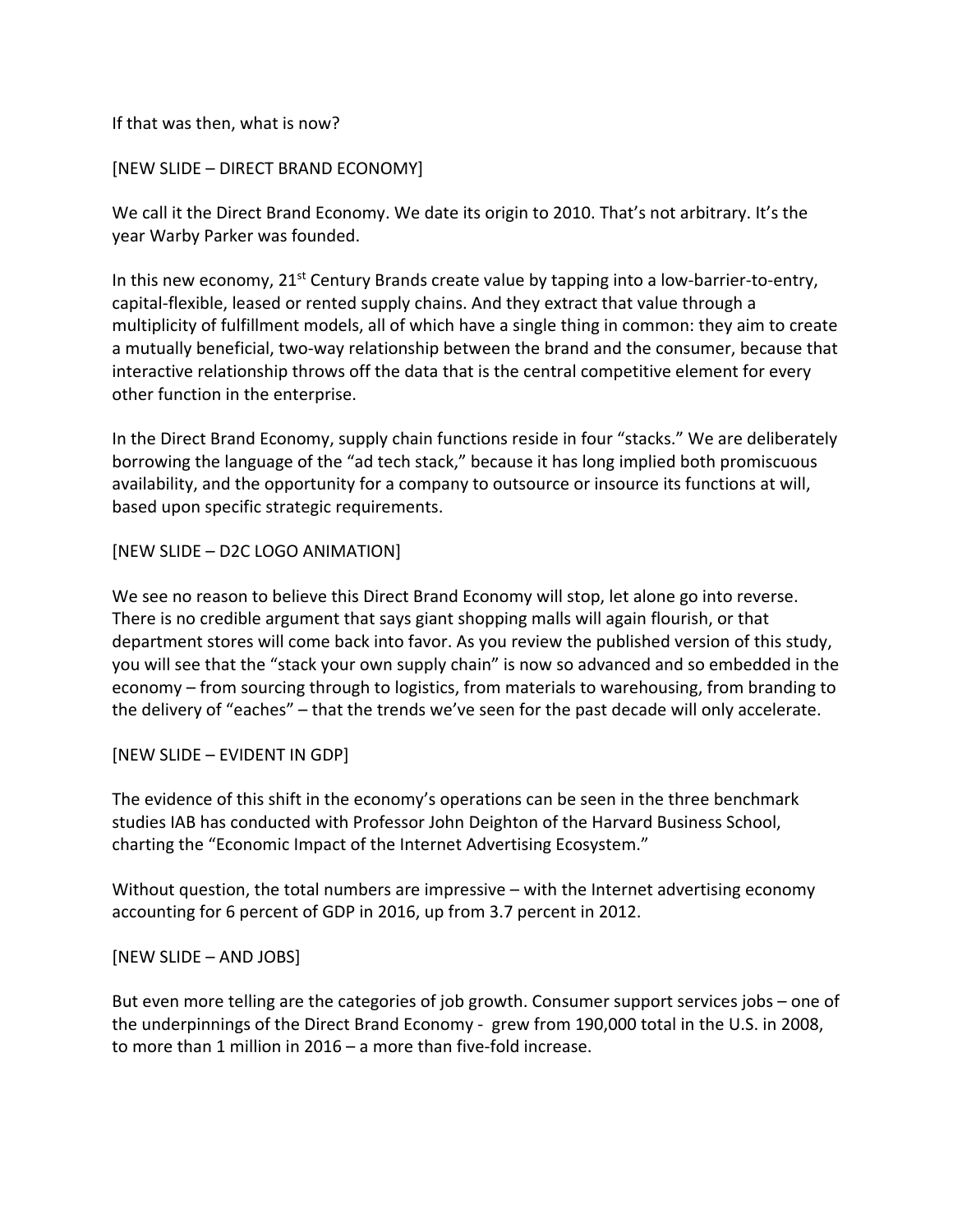If that was then, what is now?

[NEW SLIDE – DIRECT BRAND ECONOMY]

We call it the Direct Brand Economy. We date its origin to 2010. That's not arbitrary. It's the year Warby Parker was founded.

In this new economy, 21st Century Brands create value by tapping into a low-barrier-to-entry, capital-flexible, leased or rented supply chains. And they extract that value through a multiplicity of fulfillment models, all of which have a single thing in common: they aim to create a mutually beneficial, two-way relationship between the brand and the consumer, because that interactive relationship throws off the data that is the central competitive element for every other function in the enterprise.

In the Direct Brand Economy, supply chain functions reside in four "stacks." We are deliberately borrowing the language of the "ad tech stack," because it has long implied both promiscuous availability, and the opportunity for a company to outsource or insource its functions at will, based upon specific strategic requirements.

[NEW SLIDE – D2C LOGO ANIMATION]

We see no reason to believe this Direct Brand Economy will stop, let alone go into reverse. There is no credible argument that says giant shopping malls will again flourish, or that department stores will come back into favor. As you review the published version of this study, you will see that the "stack your own supply chain" is now so advanced and so embedded in the economy – from sourcing through to logistics, from materials to warehousing, from branding to the delivery of "eaches" – that the trends we've seen for the past decade will only accelerate.

[NEW SLIDE – EVIDENT IN GDP]

The evidence of this shift in the economy's operations can be seen in the three benchmark studies IAB has conducted with Professor John Deighton of the Harvard Business School, charting the "Economic Impact of the Internet Advertising Ecosystem."

Without question, the total numbers are impressive – with the Internet advertising economy accounting for 6 percent of GDP in 2016, up from 3.7 percent in 2012.

[NEW SLIDE – AND JOBS]

But even more telling are the categories of job growth. Consumer support services jobs – one of the underpinnings of the Direct Brand Economy - grew from 190,000 total in the U.S. in 2008, to more than 1 million in 2016 – a more than five-fold increase.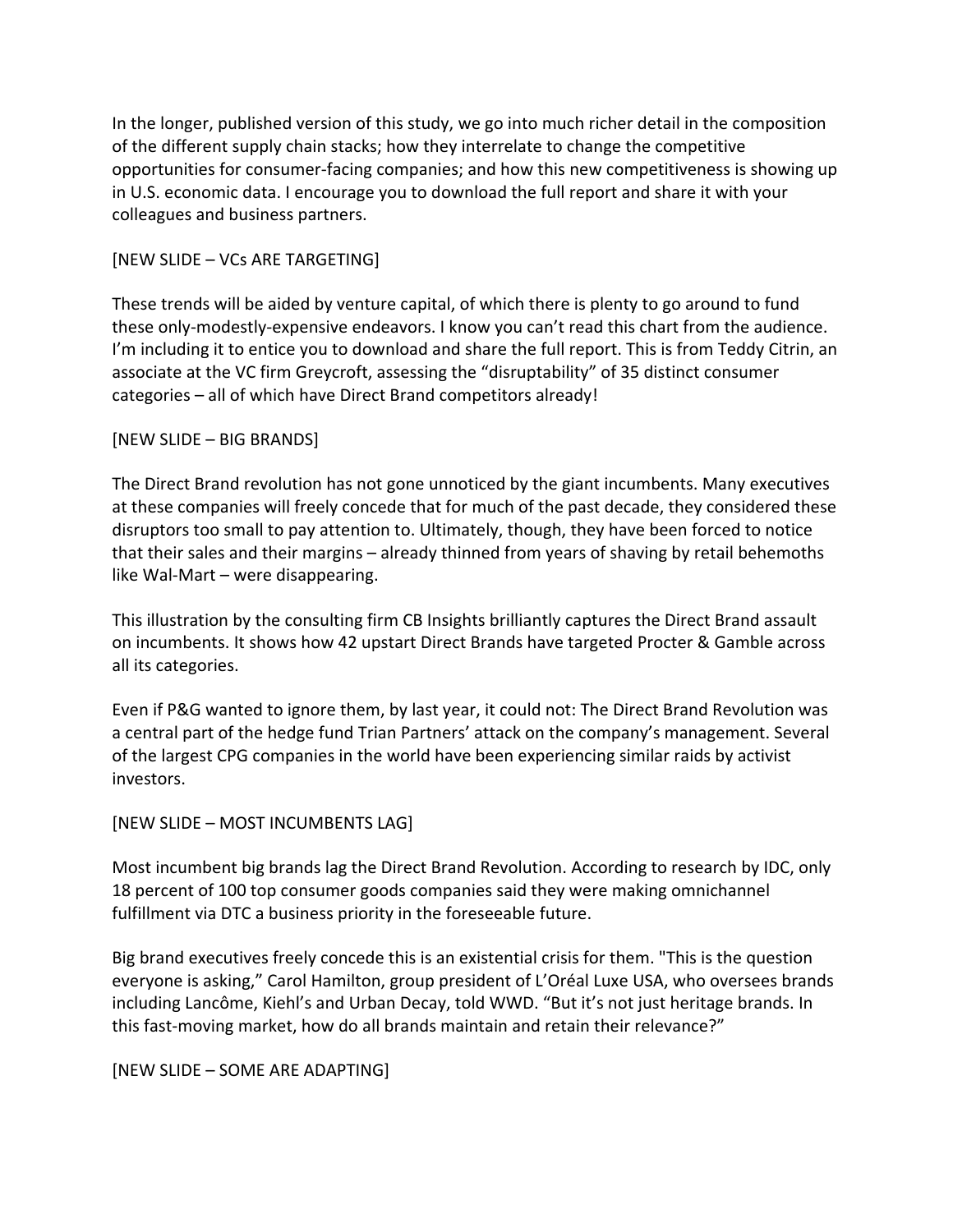In the longer, published version of this study, we go into much richer detail in the composition of the different supply chain stacks; how they interrelate to change the competitive opportunities for consumer-facing companies; and how this new competitiveness is showing up in U.S. economic data. I encourage you to download the full report and share it with your colleagues and business partners.

[NEW SLIDE – VCs ARE TARGETING]

These trends will be aided by venture capital, of which there is plenty to go around to fund these only-modestly-expensive endeavors. I know you can't read this chart from the audience. I'm including it to entice you to download and share the full report. This is from Teddy Citrin, an associate at the VC firm Greycroft, assessing the "disruptability" of 35 distinct consumer categories – all of which have Direct Brand competitors already!

[NEW SLIDE – BIG BRANDS]

The Direct Brand revolution has not gone unnoticed by the giant incumbents. Many executives at these companies will freely concede that for much of the past decade, they considered these disruptors too small to pay attention to. Ultimately, though, they have been forced to notice that their sales and their margins – already thinned from years of shaving by retail behemoths like Wal-Mart – were disappearing.

This illustration by the consulting firm CB Insights brilliantly captures the Direct Brand assault on incumbents. It shows how 42 upstart Direct Brands have targeted Procter & Gamble across all its categories.

Even if P&G wanted to ignore them, by last year, it could not: The Direct Brand Revolution was a central part of the hedge fund Trian Partners' attack on the company's management. Several of the largest CPG companies in the world have been experiencing similar raids by activist investors.

[NEW SLIDE – MOST INCUMBENTS LAG]

Most incumbent big brands lag the Direct Brand Revolution. According to research by IDC, only 18 percent of 100 top consumer goods companies said they were making omnichannel fulfillment via DTC a business priority in the foreseeable future.

Big brand executives freely concede this is an existential crisis for them. "This is the question everyone is asking," Carol Hamilton, group president of L'Oréal Luxe USA, who oversees brands including Lancôme, Kiehl's and Urban Decay, told WWD. "But it's not just heritage brands. In this fast-moving market, how do all brands maintain and retain their relevance?"

[NEW SLIDE – SOME ARE ADAPTING]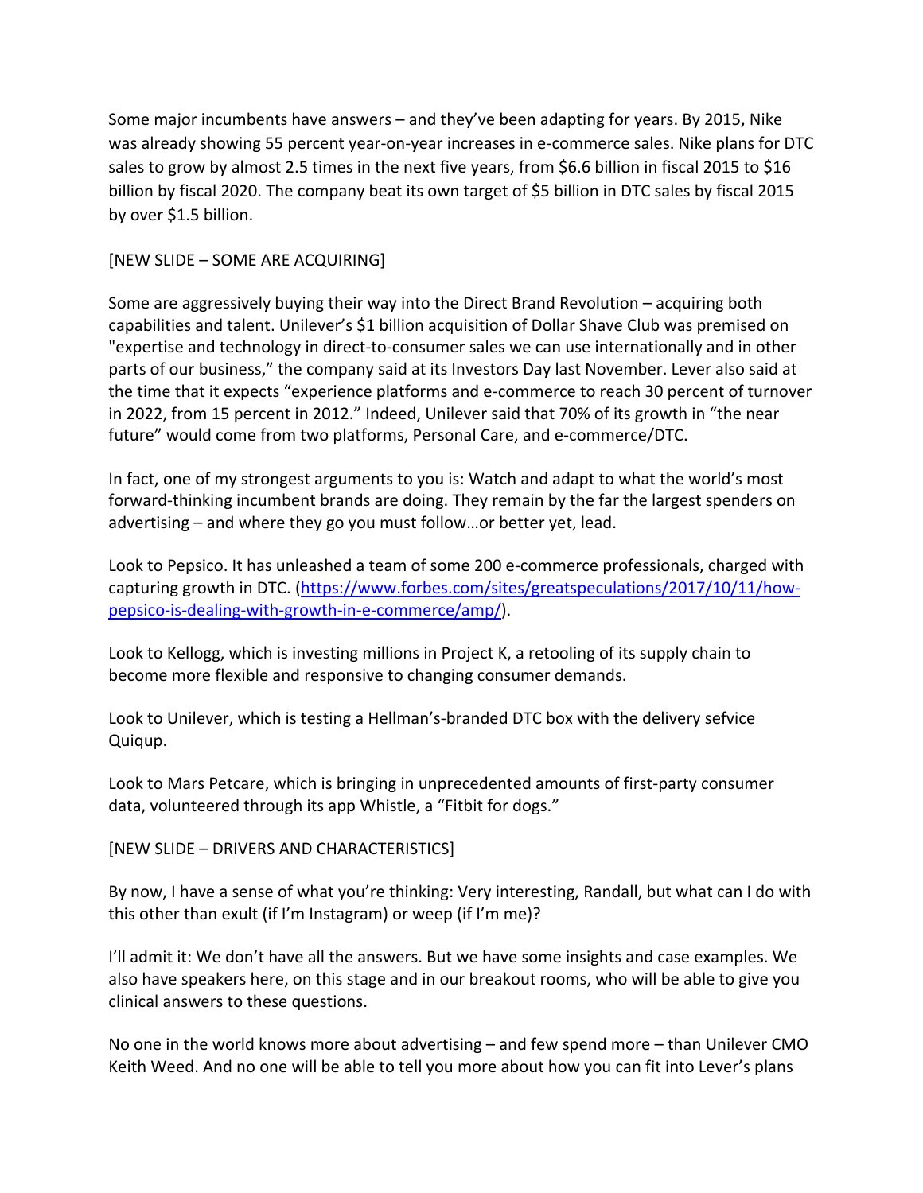Some major incumbents have answers – and they've been adapting for years. By 2015, Nike was already showing 55 percent year-on-year increases in e-commerce sales. Nike plans for DTC sales to grow by almost 2.5 times in the next five years, from $6.6 billion in fiscal 2015 to $16 billion by fiscal 2020. The company beat its own target of $5 billion in DTC sales by fiscal 2015 by over $1.5 billion.

[NEW SLIDE – SOME ARE ACQUIRING]

Some are aggressively buying their way into the Direct Brand Revolution – acquiring both capabilities and talent. Unilever's $1 billion acquisition of Dollar Shave Club was premised on "expertise and technology in direct-to-consumer sales we can use internationally and in other parts of our business," the company said at its Investors Day last November. Lever also said at the time that it expects "experience platforms and e-commerce to reach 30 percent of turnover in 2022, from 15 percent in 2012." Indeed, Unilever said that 70% of its growth in "the near future" would come from two platforms, Personal Care, and e-commerce/DTC.

In fact, one of my strongest arguments to you is: Watch and adapt to what the world's most forward-thinking incumbent brands are doing. They remain by the far the largest spenders on advertising – and where they go you must follow…or better yet, lead.

Look to Pepsico. It has unleashed a team of some 200 e-commerce professionals, charged with capturing growth in DTC. (https://www.forbes.com/sites/greatspeculations/2017/10/11/how-pepsico-is-dealing-with-growth-in-e-commerce/amp/).

Look to Kellogg, which is investing millions in Project K, a retooling of its supply chain to become more flexible and responsive to changing consumer demands.

Look to Unilever, which is testing a Hellman's-branded DTC box with the delivery sefvice Quiqup.

Look to Mars Petcare, which is bringing in unprecedented amounts of first-party consumer data, volunteered through its app Whistle, a "Fitbit for dogs."

[NEW SLIDE – DRIVERS AND CHARACTERISTICS]

By now, I have a sense of what you're thinking: Very interesting, Randall, but what can I do with this other than exult (if I'm Instagram) or weep (if I'm me)?

I'll admit it: We don't have all the answers. But we have some insights and case examples. We also have speakers here, on this stage and in our breakout rooms, who will be able to give you clinical answers to these questions.

No one in the world knows more about advertising – and few spend more – than Unilever CMO Keith Weed. And no one will be able to tell you more about how you can fit into Lever's plans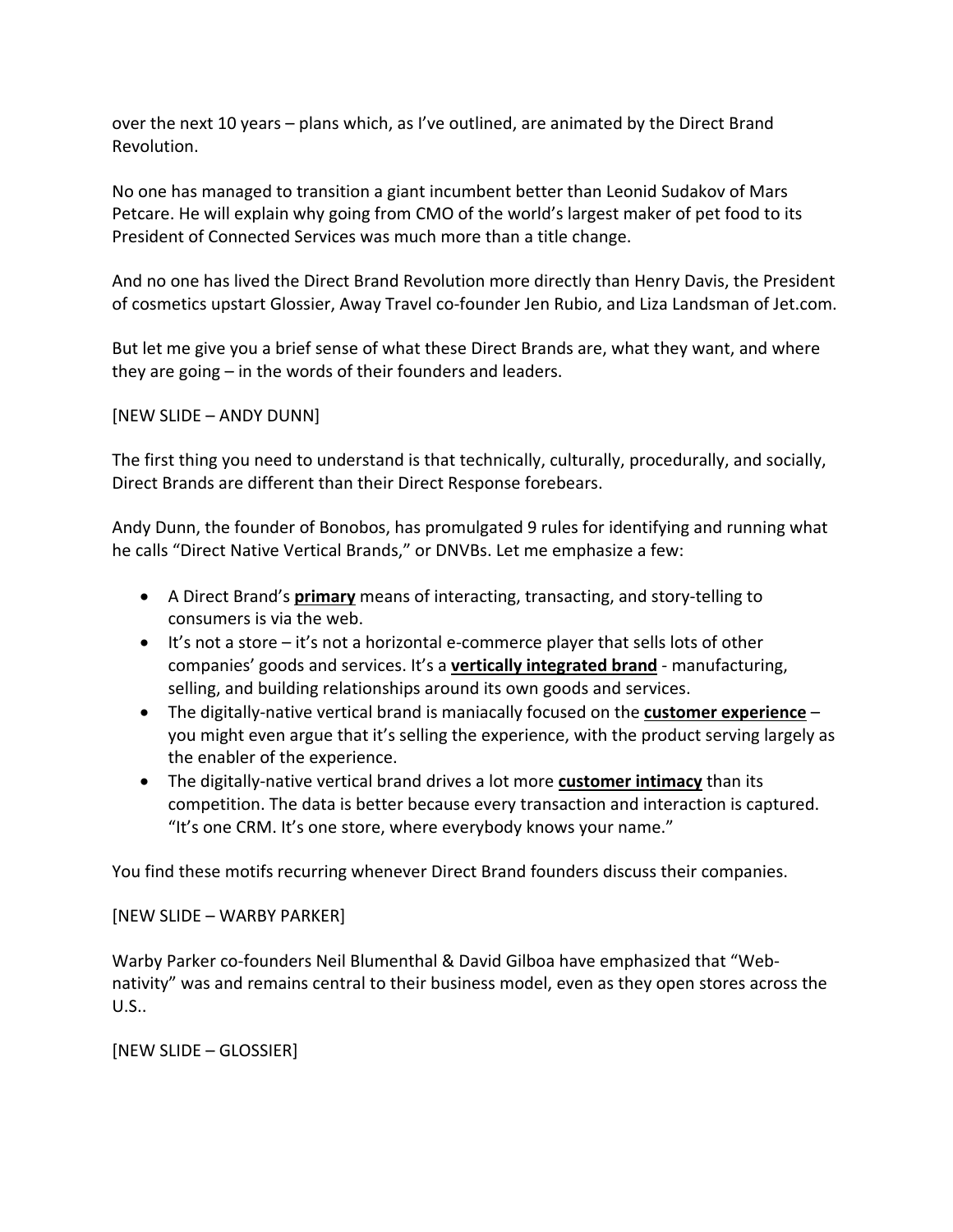over the next 10 years – plans which, as I've outlined, are animated by the Direct Brand Revolution.

No one has managed to transition a giant incumbent better than Leonid Sudakov of Mars Petcare. He will explain why going from CMO of the world's largest maker of pet food to its President of Connected Services was much more than a title change.

And no one has lived the Direct Brand Revolution more directly than Henry Davis, the President of cosmetics upstart Glossier, Away Travel co-founder Jen Rubio, and Liza Landsman of Jet.com.

But let me give you a brief sense of what these Direct Brands are, what they want, and where they are going – in the words of their founders and leaders.

[NEW SLIDE – ANDY DUNN]

The first thing you need to understand is that technically, culturally, procedurally, and socially, Direct Brands are different than their Direct Response forebears.

Andy Dunn, the founder of Bonobos, has promulgated 9 rules for identifying and running what he calls "Direct Native Vertical Brands," or DNVBs. Let me emphasize a few:

- A Direct Brand's **<u>primary</u>** means of interacting, transacting, and story-telling to consumers is via the web.
- It's not a store – it's not a horizontal e-commerce player that sells lots of other companies' goods and services. It's a **<u>vertically integrated brand</u>** - manufacturing, selling, and building relationships around its own goods and services.
- The digitally-native vertical brand is maniacally focused on the **<u>customer experience</u>** – you might even argue that it's selling the experience, with the product serving largely as the enabler of the experience.
- The digitally-native vertical brand drives a lot more **<u>customer intimacy</u>** than its competition. The data is better because every transaction and interaction is captured. "It's one CRM. It's one store, where everybody knows your name."

You find these motifs recurring whenever Direct Brand founders discuss their companies.

[NEW SLIDE – WARBY PARKER]

Warby Parker co-founders Neil Blumenthal & David Gilboa have emphasized that "Web-nativity" was and remains central to their business model, even as they open stores across the U.S..

[NEW SLIDE – GLOSSIER]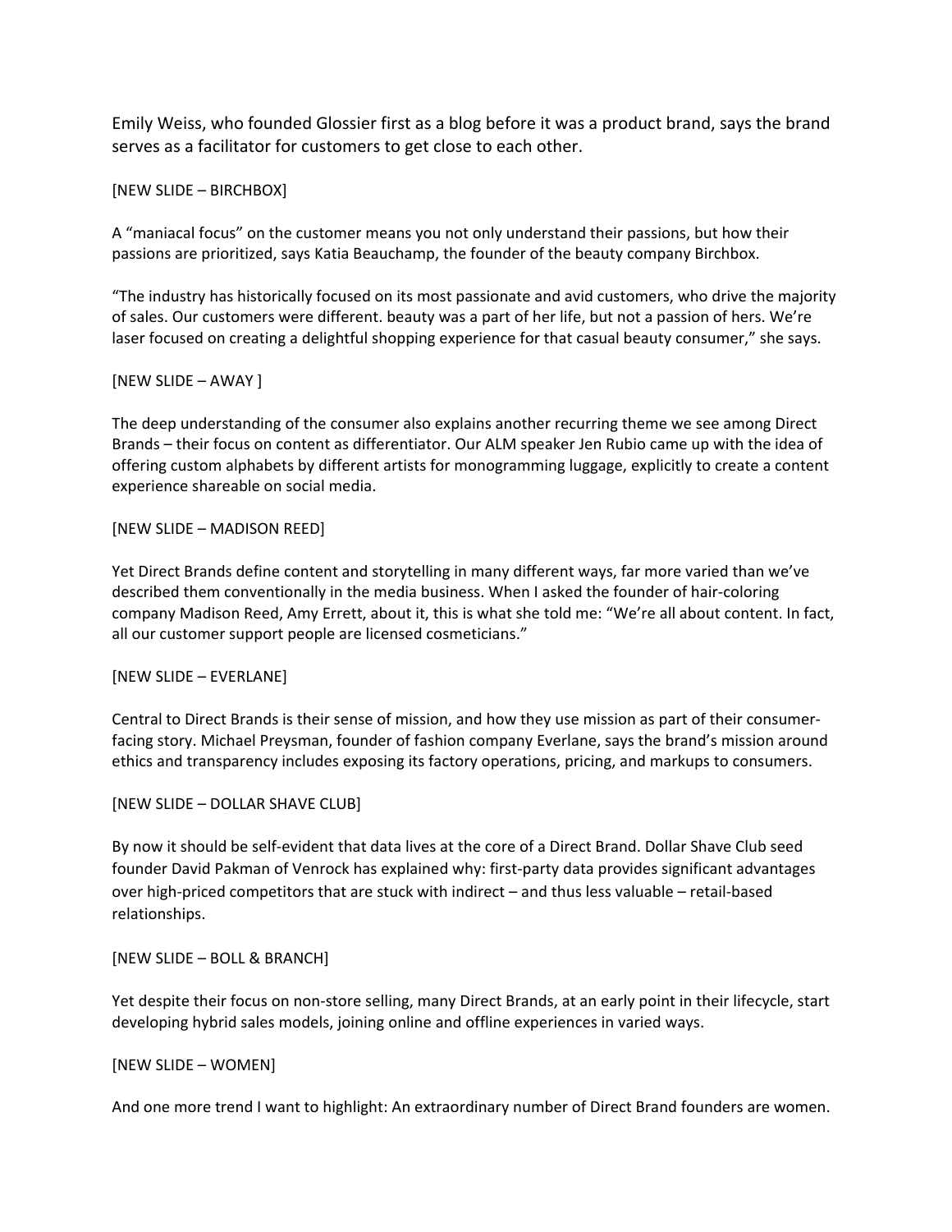Emily Weiss, who founded Glossier first as a blog before it was a product brand, says the brand serves as a facilitator for customers to get close to each other.

[NEW SLIDE – BIRCHBOX]

A "maniacal focus" on the customer means you not only understand their passions, but how their passions are prioritized, says Katia Beauchamp, the founder of the beauty company Birchbox.

"The industry has historically focused on its most passionate and avid customers, who drive the majority of sales. Our customers were different. beauty was a part of her life, but not a passion of hers. We're laser focused on creating a delightful shopping experience for that casual beauty consumer," she says.

[NEW SLIDE – AWAY ]

The deep understanding of the consumer also explains another recurring theme we see among Direct Brands – their focus on content as differentiator. Our ALM speaker Jen Rubio came up with the idea of offering custom alphabets by different artists for monogramming luggage, explicitly to create a content experience shareable on social media.

[NEW SLIDE – MADISON REED]

Yet Direct Brands define content and storytelling in many different ways, far more varied than we've described them conventionally in the media business. When I asked the founder of hair-coloring company Madison Reed, Amy Errett, about it, this is what she told me: "We're all about content. In fact, all our customer support people are licensed cosmeticians."

[NEW SLIDE – EVERLANE]

Central to Direct Brands is their sense of mission, and how they use mission as part of their consumer-facing story. Michael Preysman, founder of fashion company Everlane, says the brand's mission around ethics and transparency includes exposing its factory operations, pricing, and markups to consumers.

[NEW SLIDE – DOLLAR SHAVE CLUB]

By now it should be self-evident that data lives at the core of a Direct Brand. Dollar Shave Club seed founder David Pakman of Venrock has explained why: first-party data provides significant advantages over high-priced competitors that are stuck with indirect – and thus less valuable – retail-based relationships.

[NEW SLIDE – BOLL & BRANCH]

Yet despite their focus on non-store selling, many Direct Brands, at an early point in their lifecycle, start developing hybrid sales models, joining online and offline experiences in varied ways.

[NEW SLIDE – WOMEN]

And one more trend I want to highlight: An extraordinary number of Direct Brand founders are women.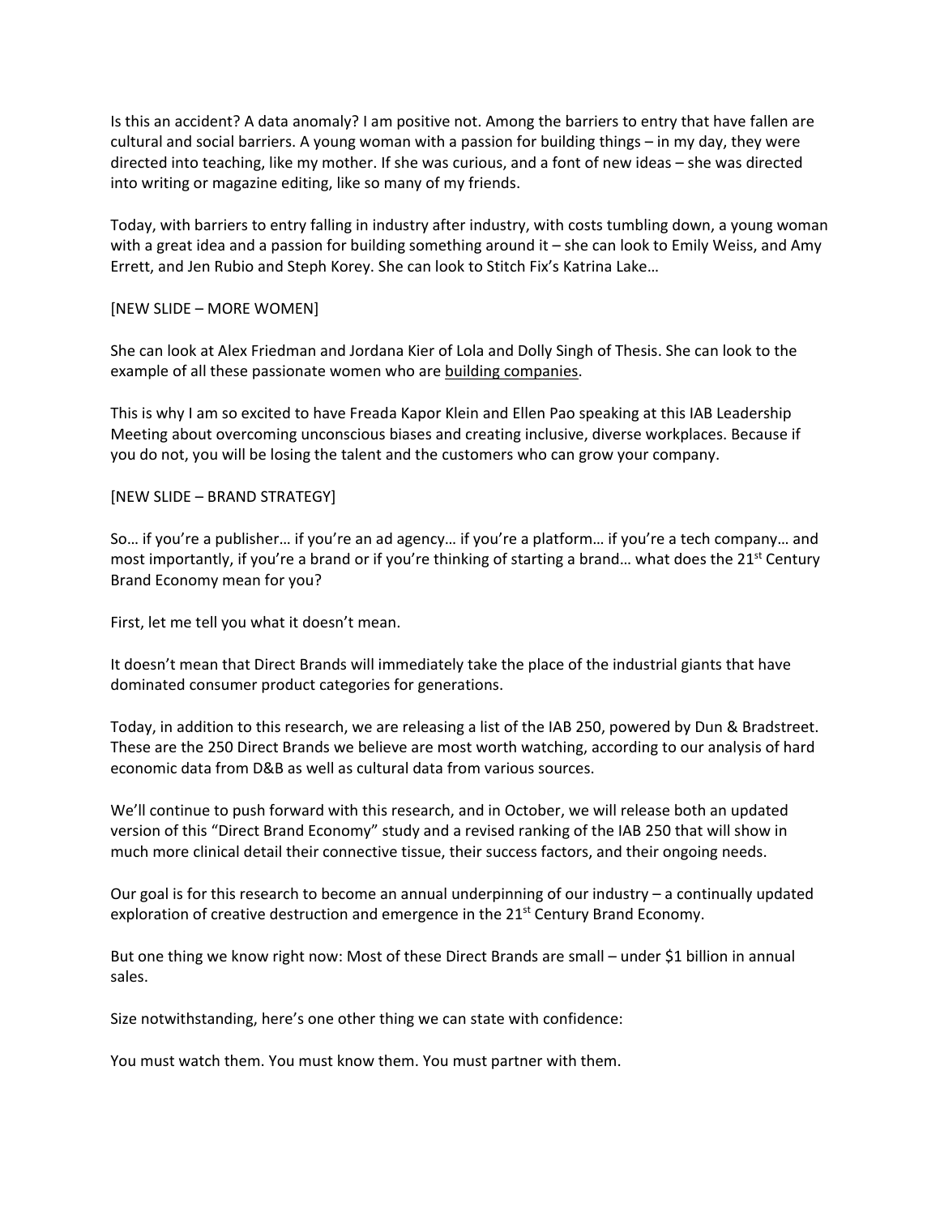Is this an accident? A data anomaly? I am positive not. Among the barriers to entry that have fallen are cultural and social barriers. A young woman with a passion for building things – in my day, they were directed into teaching, like my mother. If she was curious, and a font of new ideas – she was directed into writing or magazine editing, like so many of my friends.

Today, with barriers to entry falling in industry after industry, with costs tumbling down, a young woman with a great idea and a passion for building something around it – she can look to Emily Weiss, and Amy Errett, and Jen Rubio and Steph Korey. She can look to Stitch Fix's Katrina Lake…

[NEW SLIDE – MORE WOMEN]

She can look at Alex Friedman and Jordana Kier of Lola and Dolly Singh of Thesis. She can look to the example of all these passionate women who are <u>building companies</u>.

This is why I am so excited to have Freada Kapor Klein and Ellen Pao speaking at this IAB Leadership Meeting about overcoming unconscious biases and creating inclusive, diverse workplaces. Because if you do not, you will be losing the talent and the customers who can grow your company.

[NEW SLIDE – BRAND STRATEGY]

So… if you're a publisher… if you're an ad agency… if you're a platform… if you're a tech company… and most importantly, if you're a brand or if you're thinking of starting a brand… what does the 21st Century Brand Economy mean for you?

First, let me tell you what it doesn't mean.

It doesn't mean that Direct Brands will immediately take the place of the industrial giants that have dominated consumer product categories for generations.

Today, in addition to this research, we are releasing a list of the IAB 250, powered by Dun & Bradstreet. These are the 250 Direct Brands we believe are most worth watching, according to our analysis of hard economic data from D&B as well as cultural data from various sources.

We'll continue to push forward with this research, and in October, we will release both an updated version of this "Direct Brand Economy" study and a revised ranking of the IAB 250 that will show in much more clinical detail their connective tissue, their success factors, and their ongoing needs.

Our goal is for this research to become an annual underpinning of our industry – a continually updated exploration of creative destruction and emergence in the 21st Century Brand Economy.

But one thing we know right now: Most of these Direct Brands are small – under $1 billion in annual sales.

Size notwithstanding, here's one other thing we can state with confidence:

You must watch them. You must know them. You must partner with them.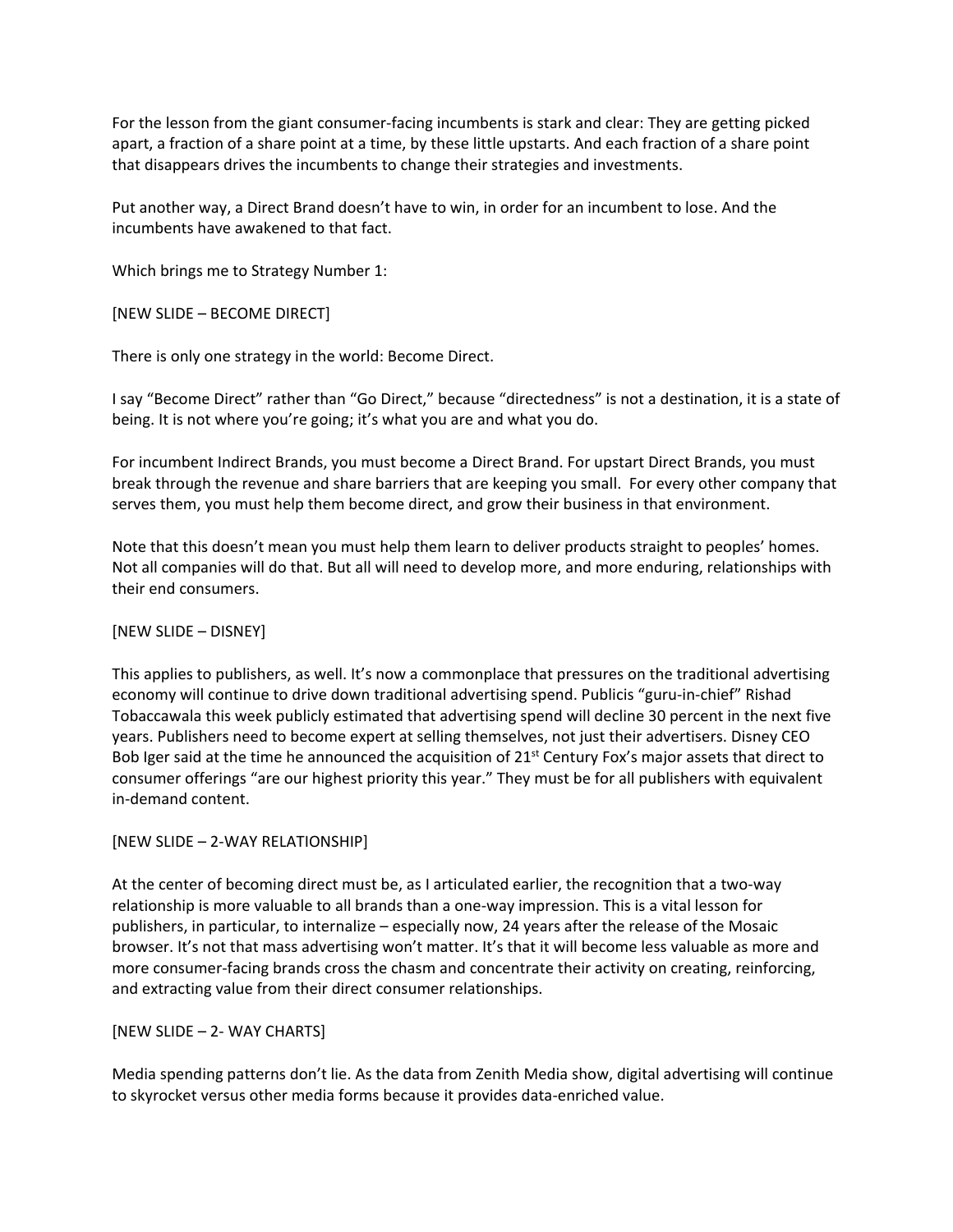For the lesson from the giant consumer-facing incumbents is stark and clear: They are getting picked apart, a fraction of a share point at a time, by these little upstarts. And each fraction of a share point that disappears drives the incumbents to change their strategies and investments.

Put another way, a Direct Brand doesn't have to win, in order for an incumbent to lose. And the incumbents have awakened to that fact.

Which brings me to Strategy Number 1:

[NEW SLIDE – BECOME DIRECT]

There is only one strategy in the world: Become Direct.

I say "Become Direct" rather than "Go Direct," because "directedness" is not a destination, it is a state of being. It is not where you're going; it's what you are and what you do.

For incumbent Indirect Brands, you must become a Direct Brand. For upstart Direct Brands, you must break through the revenue and share barriers that are keeping you small. For every other company that serves them, you must help them become direct, and grow their business in that environment.

Note that this doesn't mean you must help them learn to deliver products straight to peoples' homes. Not all companies will do that. But all will need to develop more, and more enduring, relationships with their end consumers.

[NEW SLIDE – DISNEY]

This applies to publishers, as well. It's now a commonplace that pressures on the traditional advertising economy will continue to drive down traditional advertising spend. Publicis "guru-in-chief" Rishad Tobaccawala this week publicly estimated that advertising spend will decline 30 percent in the next five years. Publishers need to become expert at selling themselves, not just their advertisers. Disney CEO Bob Iger said at the time he announced the acquisition of 21st Century Fox's major assets that direct to consumer offerings "are our highest priority this year." They must be for all publishers with equivalent in-demand content.

[NEW SLIDE – 2-WAY RELATIONSHIP]

At the center of becoming direct must be, as I articulated earlier, the recognition that a two-way relationship is more valuable to all brands than a one-way impression. This is a vital lesson for publishers, in particular, to internalize – especially now, 24 years after the release of the Mosaic browser. It's not that mass advertising won't matter. It's that it will become less valuable as more and more consumer-facing brands cross the chasm and concentrate their activity on creating, reinforcing, and extracting value from their direct consumer relationships.

[NEW SLIDE – 2- WAY CHARTS]

Media spending patterns don't lie. As the data from Zenith Media show, digital advertising will continue to skyrocket versus other media forms because it provides data-enriched value.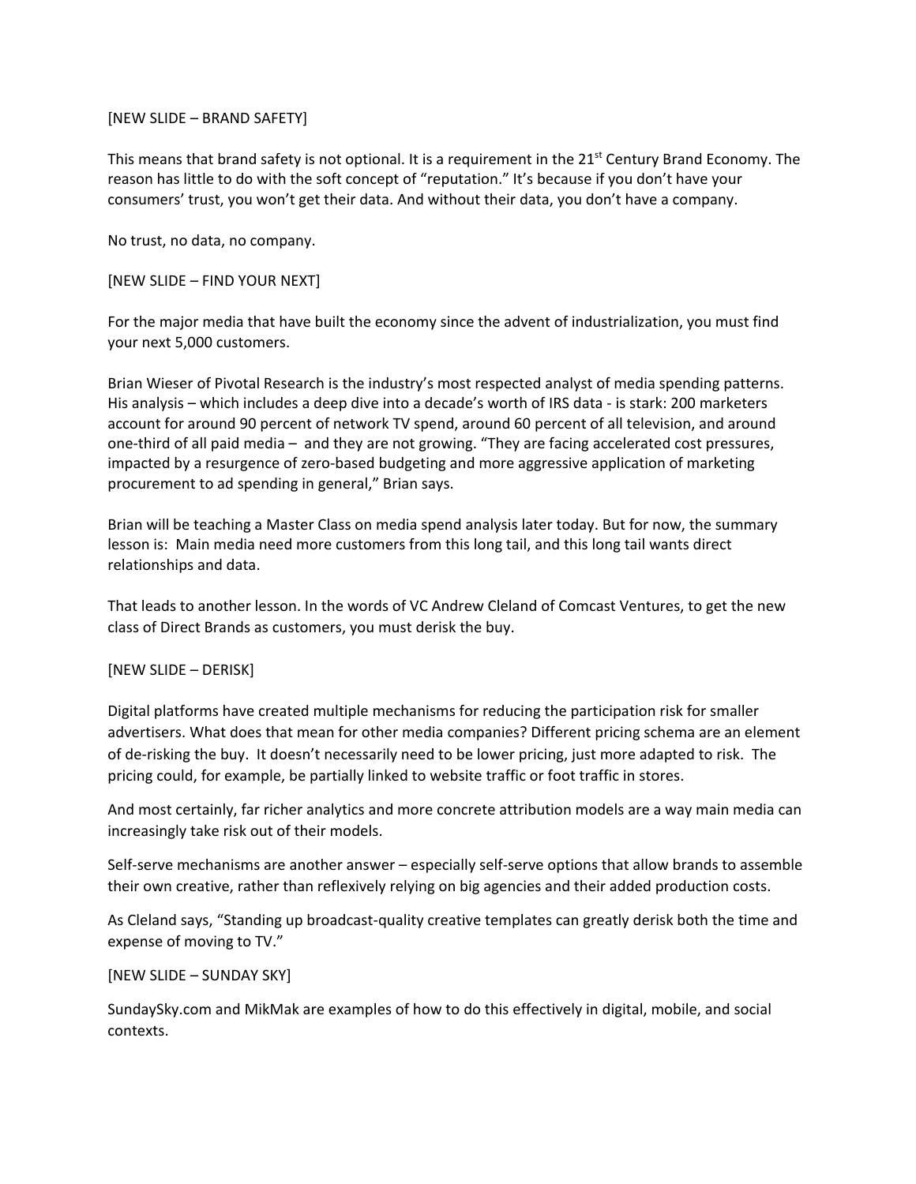[NEW SLIDE – BRAND SAFETY]

This means that brand safety is not optional. It is a requirement in the 21st Century Brand Economy. The reason has little to do with the soft concept of "reputation." It's because if you don't have your consumers' trust, you won't get their data. And without their data, you don't have a company.

No trust, no data, no company.

[NEW SLIDE – FIND YOUR NEXT]

For the major media that have built the economy since the advent of industrialization, you must find your next 5,000 customers.

Brian Wieser of Pivotal Research is the industry's most respected analyst of media spending patterns. His analysis – which includes a deep dive into a decade's worth of IRS data - is stark: 200 marketers account for around 90 percent of network TV spend, around 60 percent of all television, and around one-third of all paid media – and they are not growing. "They are facing accelerated cost pressures, impacted by a resurgence of zero-based budgeting and more aggressive application of marketing procurement to ad spending in general," Brian says.

Brian will be teaching a Master Class on media spend analysis later today. But for now, the summary lesson is: Main media need more customers from this long tail, and this long tail wants direct relationships and data.

That leads to another lesson. In the words of VC Andrew Cleland of Comcast Ventures, to get the new class of Direct Brands as customers, you must derisk the buy.

[NEW SLIDE – DERISK]

Digital platforms have created multiple mechanisms for reducing the participation risk for smaller advertisers. What does that mean for other media companies? Different pricing schema are an element of de-risking the buy. It doesn't necessarily need to be lower pricing, just more adapted to risk. The pricing could, for example, be partially linked to website traffic or foot traffic in stores.

And most certainly, far richer analytics and more concrete attribution models are a way main media can increasingly take risk out of their models.

Self-serve mechanisms are another answer – especially self-serve options that allow brands to assemble their own creative, rather than reflexively relying on big agencies and their added production costs.

As Cleland says, "Standing up broadcast-quality creative templates can greatly derisk both the time and expense of moving to TV."

[NEW SLIDE – SUNDAY SKY]

SundaySky.com and MikMak are examples of how to do this effectively in digital, mobile, and social contexts.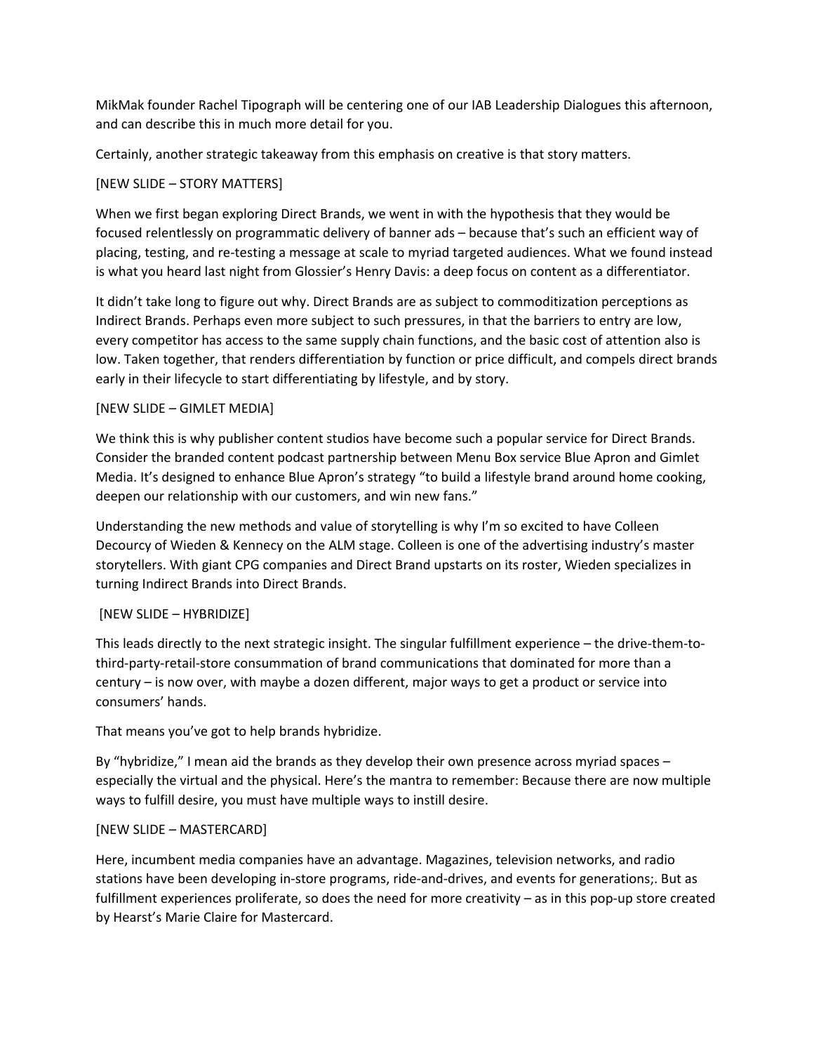MikMak founder Rachel Tipograph will be centering one of our IAB Leadership Dialogues this afternoon, and can describe this in much more detail for you.

Certainly, another strategic takeaway from this emphasis on creative is that story matters.

[NEW SLIDE – STORY MATTERS]

When we first began exploring Direct Brands, we went in with the hypothesis that they would be focused relentlessly on programmatic delivery of banner ads – because that's such an efficient way of placing, testing, and re-testing a message at scale to myriad targeted audiences. What we found instead is what you heard last night from Glossier's Henry Davis: a deep focus on content as a differentiator.

It didn't take long to figure out why. Direct Brands are as subject to commoditization perceptions as Indirect Brands. Perhaps even more subject to such pressures, in that the barriers to entry are low, every competitor has access to the same supply chain functions, and the basic cost of attention also is low. Taken together, that renders differentiation by function or price difficult, and compels direct brands early in their lifecycle to start differentiating by lifestyle, and by story.

[NEW SLIDE – GIMLET MEDIA]

We think this is why publisher content studios have become such a popular service for Direct Brands. Consider the branded content podcast partnership between Menu Box service Blue Apron and Gimlet Media. It's designed to enhance Blue Apron's strategy "to build a lifestyle brand around home cooking, deepen our relationship with our customers, and win new fans."

Understanding the new methods and value of storytelling is why I'm so excited to have Colleen Decourcy of Wieden & Kennecy on the ALM stage. Colleen is one of the advertising industry's master storytellers. With giant CPG companies and Direct Brand upstarts on its roster, Wieden specializes in turning Indirect Brands into Direct Brands.

[NEW SLIDE – HYBRIDIZE]

This leads directly to the next strategic insight. The singular fulfillment experience – the drive-them-to-third-party-retail-store consummation of brand communications that dominated for more than a century – is now over, with maybe a dozen different, major ways to get a product or service into consumers' hands.

That means you've got to help brands hybridize.

By "hybridize," I mean aid the brands as they develop their own presence across myriad spaces – especially the virtual and the physical. Here's the mantra to remember: Because there are now multiple ways to fulfill desire, you must have multiple ways to instill desire.

[NEW SLIDE – MASTERCARD]

Here, incumbent media companies have an advantage. Magazines, television networks, and radio stations have been developing in-store programs, ride-and-drives, and events for generations;. But as fulfillment experiences proliferate, so does the need for more creativity – as in this pop-up store created by Hearst's Marie Claire for Mastercard.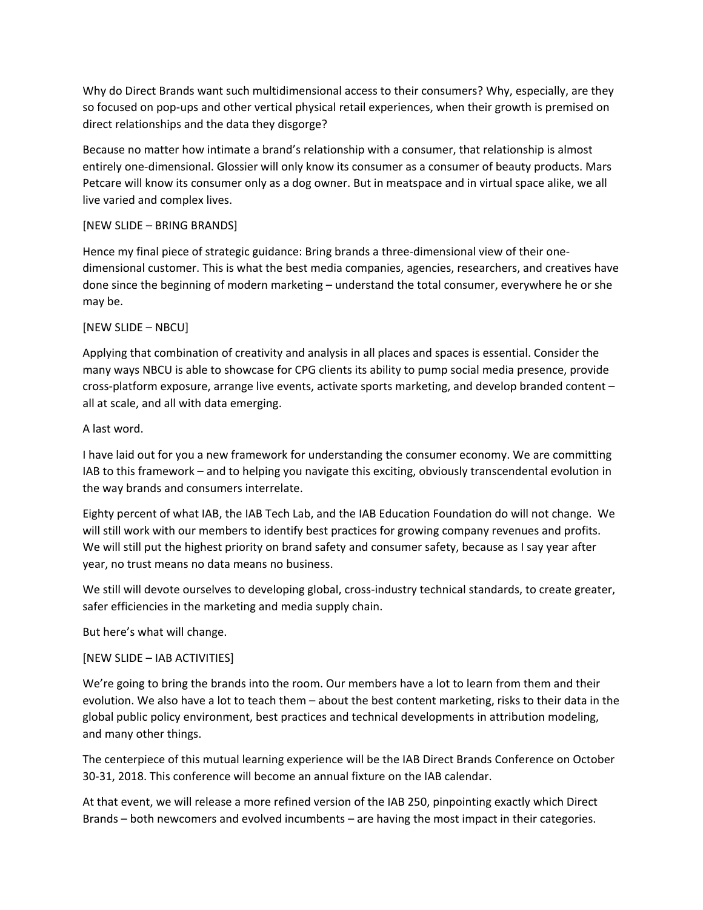Why do Direct Brands want such multidimensional access to their consumers? Why, especially, are they so focused on pop-ups and other vertical physical retail experiences, when their growth is premised on direct relationships and the data they disgorge?

Because no matter how intimate a brand's relationship with a consumer, that relationship is almost entirely one-dimensional. Glossier will only know its consumer as a consumer of beauty products. Mars Petcare will know its consumer only as a dog owner. But in meatspace and in virtual space alike, we all live varied and complex lives.

[NEW SLIDE – BRING BRANDS]

Hence my final piece of strategic guidance: Bring brands a three-dimensional view of their one-dimensional customer. This is what the best media companies, agencies, researchers, and creatives have done since the beginning of modern marketing – understand the total consumer, everywhere he or she may be.

[NEW SLIDE – NBCU]

Applying that combination of creativity and analysis in all places and spaces is essential. Consider the many ways NBCU is able to showcase for CPG clients its ability to pump social media presence, provide cross-platform exposure, arrange live events, activate sports marketing, and develop branded content – all at scale, and all with data emerging.

A last word.

I have laid out for you a new framework for understanding the consumer economy. We are committing IAB to this framework – and to helping you navigate this exciting, obviously transcendental evolution in the way brands and consumers interrelate.

Eighty percent of what IAB, the IAB Tech Lab, and the IAB Education Foundation do will not change. We will still work with our members to identify best practices for growing company revenues and profits. We will still put the highest priority on brand safety and consumer safety, because as I say year after year, no trust means no data means no business.

We still will devote ourselves to developing global, cross-industry technical standards, to create greater, safer efficiencies in the marketing and media supply chain.

But here's what will change.

[NEW SLIDE – IAB ACTIVITIES]

We're going to bring the brands into the room. Our members have a lot to learn from them and their evolution. We also have a lot to teach them – about the best content marketing, risks to their data in the global public policy environment, best practices and technical developments in attribution modeling, and many other things.

The centerpiece of this mutual learning experience will be the IAB Direct Brands Conference on October 30-31, 2018. This conference will become an annual fixture on the IAB calendar.

At that event, we will release a more refined version of the IAB 250, pinpointing exactly which Direct Brands – both newcomers and evolved incumbents – are having the most impact in their categories.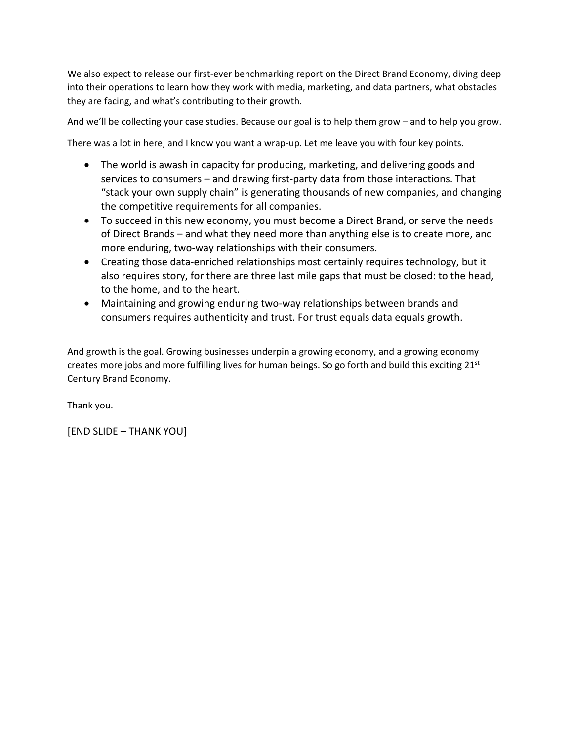We also expect to release our first-ever benchmarking report on the Direct Brand Economy, diving deep into their operations to learn how they work with media, marketing, and data partners, what obstacles they are facing, and what's contributing to their growth.

And we'll be collecting your case studies. Because our goal is to help them grow – and to help you grow.

There was a lot in here, and I know you want a wrap-up. Let me leave you with four key points.

- The world is awash in capacity for producing, marketing, and delivering goods and services to consumers – and drawing first-party data from those interactions. That "stack your own supply chain" is generating thousands of new companies, and changing the competitive requirements for all companies.
- To succeed in this new economy, you must become a Direct Brand, or serve the needs of Direct Brands – and what they need more than anything else is to create more, and more enduring, two-way relationships with their consumers.
- Creating those data-enriched relationships most certainly requires technology, but it also requires story, for there are three last mile gaps that must be closed: to the head, to the home, and to the heart.
- Maintaining and growing enduring two-way relationships between brands and consumers requires authenticity and trust. For trust equals data equals growth.

And growth is the goal. Growing businesses underpin a growing economy, and a growing economy creates more jobs and more fulfilling lives for human beings. So go forth and build this exciting 21st Century Brand Economy.

Thank you.

[END SLIDE – THANK YOU]